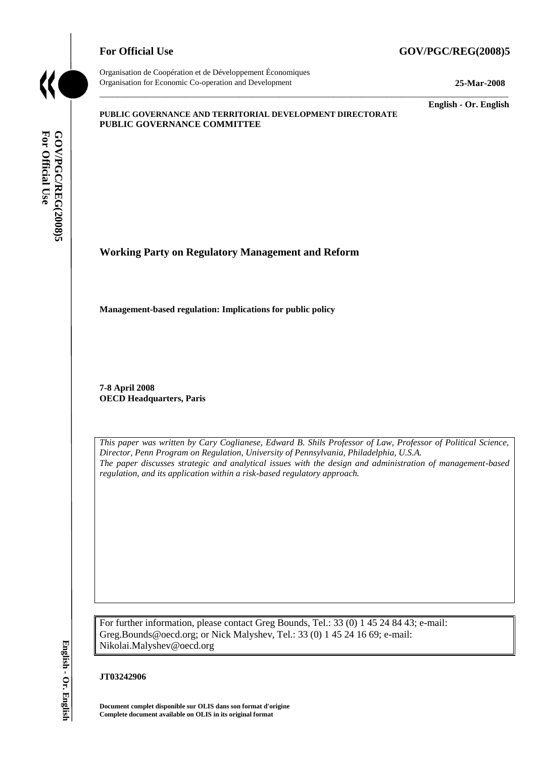**For Official Use** **GOV/PGC/REG(2008)5**

Organisation de Coopération et de Développement Économiques
Organisation for Economic Co-operation and Development **25-Mar-2008**

**English - Or. English**

**PUBLIC GOVERNANCE AND TERRITORIAL DEVELOPMENT DIRECTORATE**
**PUBLIC GOVERNANCE COMMITTEE**

## Working Party on Regulatory Management and Reform

**Management-based regulation: Implications for public policy**

**7-8 April 2008**
**OECD Headquarters, Paris**

*This paper was written by Cary Coglianese, Edward B. Shils Professor of Law, Professor of Political Science, Director, Penn Program on Regulation, University of Pennsylvania, Philadelphia, U.S.A.*
*The paper discusses strategic and analytical issues with the design and administration of management-based regulation, and its application within a risk-based regulatory approach.*

For further information, please contact Greg Bounds, Tel.: 33 (0) 1 45 24 84 43; e-mail: Greg.Bounds@oecd.org; or Nick Malyshev, Tel.: 33 (0) 1 45 24 16 69; e-mail: Nikolai.Malyshev@oecd.org

**JT03242906**

**Document complet disponible sur OLIS dans son format d'origine**
**Complete document available on OLIS in its original format**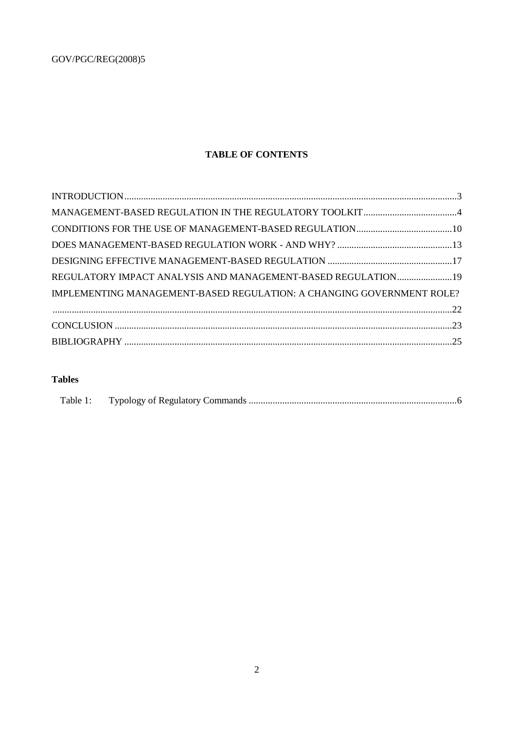**TABLE OF CONTENTS**

INTRODUCTION .......................................................................................................................................3

MANAGEMENT-BASED REGULATION IN THE REGULATORY TOOLKIT .......................................4

CONDITIONS FOR THE USE OF MANAGEMENT-BASED REGULATION ........................................10

DOES MANAGEMENT-BASED REGULATION WORK - AND WHY? ................................................13

DESIGNING EFFECTIVE MANAGEMENT-BASED REGULATION ....................................................17

REGULATORY IMPACT ANALYSIS AND MANAGEMENT-BASED REGULATION .......................19

IMPLEMENTING MANAGEMENT-BASED REGULATION: A CHANGING GOVERNMENT ROLE? ......................................................................................................................................................22

CONCLUSION ..........................................................................................................................................23

BIBLIOGRAPHY ......................................................................................................................................25

**Tables**

Table 1: Typology of Regulatory Commands ......................................................................................6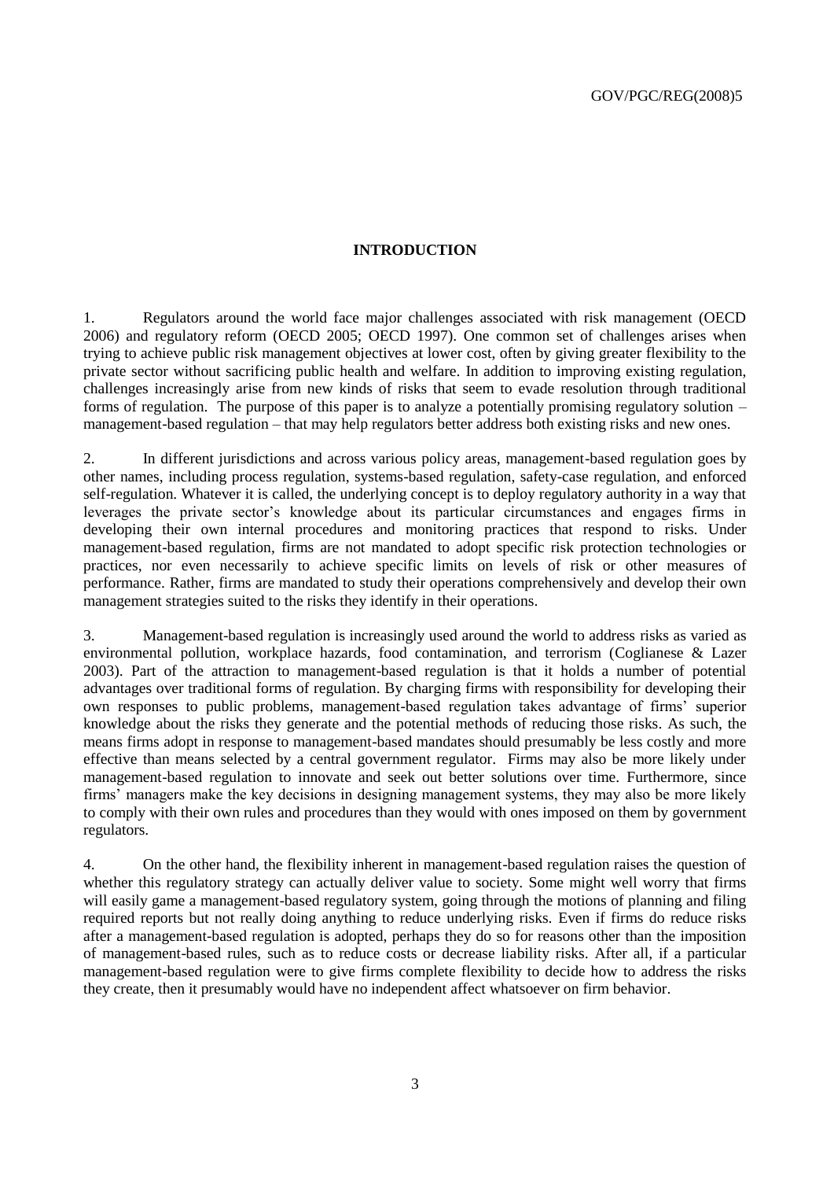# INTRODUCTION

1. Regulators around the world face major challenges associated with risk management (OECD 2006) and regulatory reform (OECD 2005; OECD 1997). One common set of challenges arises when trying to achieve public risk management objectives at lower cost, often by giving greater flexibility to the private sector without sacrificing public health and welfare. In addition to improving existing regulation, challenges increasingly arise from new kinds of risks that seem to evade resolution through traditional forms of regulation. The purpose of this paper is to analyze a potentially promising regulatory solution – management-based regulation – that may help regulators better address both existing risks and new ones.

2. In different jurisdictions and across various policy areas, management-based regulation goes by other names, including process regulation, systems-based regulation, safety-case regulation, and enforced self-regulation. Whatever it is called, the underlying concept is to deploy regulatory authority in a way that leverages the private sector's knowledge about its particular circumstances and engages firms in developing their own internal procedures and monitoring practices that respond to risks. Under management-based regulation, firms are not mandated to adopt specific risk protection technologies or practices, nor even necessarily to achieve specific limits on levels of risk or other measures of performance. Rather, firms are mandated to study their operations comprehensively and develop their own management strategies suited to the risks they identify in their operations.

3. Management-based regulation is increasingly used around the world to address risks as varied as environmental pollution, workplace hazards, food contamination, and terrorism (Coglianese & Lazer 2003). Part of the attraction to management-based regulation is that it holds a number of potential advantages over traditional forms of regulation. By charging firms with responsibility for developing their own responses to public problems, management-based regulation takes advantage of firms' superior knowledge about the risks they generate and the potential methods of reducing those risks. As such, the means firms adopt in response to management-based mandates should presumably be less costly and more effective than means selected by a central government regulator. Firms may also be more likely under management-based regulation to innovate and seek out better solutions over time. Furthermore, since firms' managers make the key decisions in designing management systems, they may also be more likely to comply with their own rules and procedures than they would with ones imposed on them by government regulators.

4. On the other hand, the flexibility inherent in management-based regulation raises the question of whether this regulatory strategy can actually deliver value to society. Some might well worry that firms will easily game a management-based regulatory system, going through the motions of planning and filing required reports but not really doing anything to reduce underlying risks. Even if firms do reduce risks after a management-based regulation is adopted, perhaps they do so for reasons other than the imposition of management-based rules, such as to reduce costs or decrease liability risks. After all, if a particular management-based regulation were to give firms complete flexibility to decide how to address the risks they create, then it presumably would have no independent affect whatsoever on firm behavior.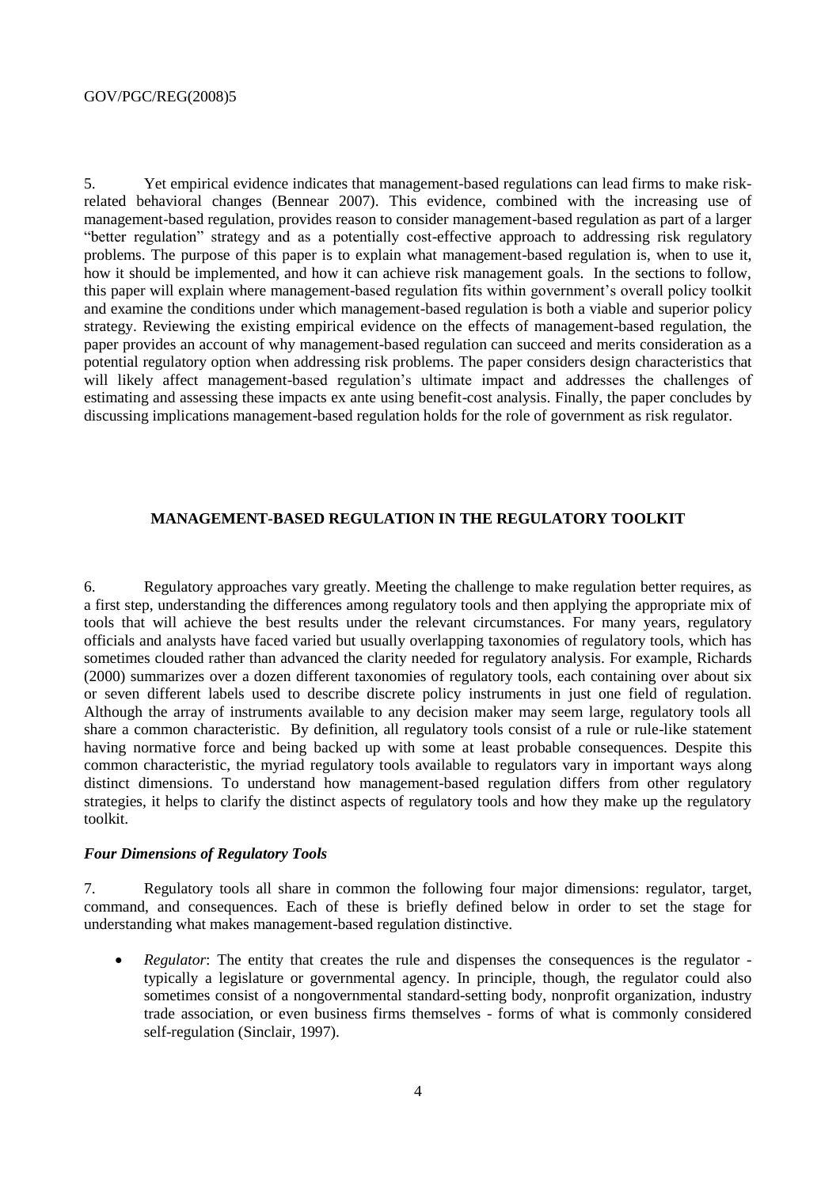5. Yet empirical evidence indicates that management-based regulations can lead firms to make risk-related behavioral changes (Bennear 2007). This evidence, combined with the increasing use of management-based regulation, provides reason to consider management-based regulation as part of a larger "better regulation" strategy and as a potentially cost-effective approach to addressing risk regulatory problems. The purpose of this paper is to explain what management-based regulation is, when to use it, how it should be implemented, and how it can achieve risk management goals. In the sections to follow, this paper will explain where management-based regulation fits within government's overall policy toolkit and examine the conditions under which management-based regulation is both a viable and superior policy strategy. Reviewing the existing empirical evidence on the effects of management-based regulation, the paper provides an account of why management-based regulation can succeed and merits consideration as a potential regulatory option when addressing risk problems. The paper considers design characteristics that will likely affect management-based regulation's ultimate impact and addresses the challenges of estimating and assessing these impacts ex ante using benefit-cost analysis. Finally, the paper concludes by discussing implications management-based regulation holds for the role of government as risk regulator.

## MANAGEMENT-BASED REGULATION IN THE REGULATORY TOOLKIT

6. Regulatory approaches vary greatly. Meeting the challenge to make regulation better requires, as a first step, understanding the differences among regulatory tools and then applying the appropriate mix of tools that will achieve the best results under the relevant circumstances. For many years, regulatory officials and analysts have faced varied but usually overlapping taxonomies of regulatory tools, which has sometimes clouded rather than advanced the clarity needed for regulatory analysis. For example, Richards (2000) summarizes over a dozen different taxonomies of regulatory tools, each containing over about six or seven different labels used to describe discrete policy instruments in just one field of regulation. Although the array of instruments available to any decision maker may seem large, regulatory tools all share a common characteristic. By definition, all regulatory tools consist of a rule or rule-like statement having normative force and being backed up with some at least probable consequences. Despite this common characteristic, the myriad regulatory tools available to regulators vary in important ways along distinct dimensions. To understand how management-based regulation differs from other regulatory strategies, it helps to clarify the distinct aspects of regulatory tools and how they make up the regulatory toolkit.

### *Four Dimensions of Regulatory Tools*

7. Regulatory tools all share in common the following four major dimensions: regulator, target, command, and consequences. Each of these is briefly defined below in order to set the stage for understanding what makes management-based regulation distinctive.

- *Regulator*: The entity that creates the rule and dispenses the consequences is the regulator - typically a legislature or governmental agency. In principle, though, the regulator could also sometimes consist of a nongovernmental standard-setting body, nonprofit organization, industry trade association, or even business firms themselves - forms of what is commonly considered self-regulation (Sinclair, 1997).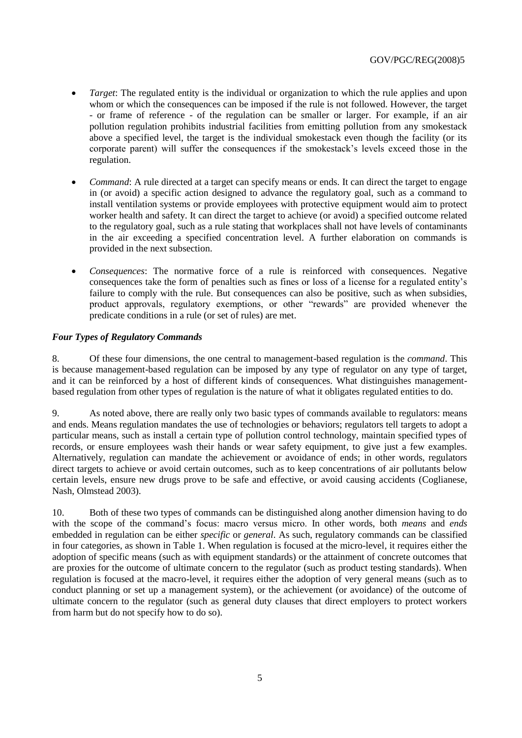- *Target*: The regulated entity is the individual or organization to which the rule applies and upon whom or which the consequences can be imposed if the rule is not followed. However, the target - or frame of reference - of the regulation can be smaller or larger. For example, if an air pollution regulation prohibits industrial facilities from emitting pollution from any smokestack above a specified level, the target is the individual smokestack even though the facility (or its corporate parent) will suffer the consequences if the smokestack's levels exceed those in the regulation.

- *Command*: A rule directed at a target can specify means or ends. It can direct the target to engage in (or avoid) a specific action designed to advance the regulatory goal, such as a command to install ventilation systems or provide employees with protective equipment would aim to protect worker health and safety. It can direct the target to achieve (or avoid) a specified outcome related to the regulatory goal, such as a rule stating that workplaces shall not have levels of contaminants in the air exceeding a specified concentration level. A further elaboration on commands is provided in the next subsection.

- *Consequences*: The normative force of a rule is reinforced with consequences. Negative consequences take the form of penalties such as fines or loss of a license for a regulated entity's failure to comply with the rule. But consequences can also be positive, such as when subsidies, product approvals, regulatory exemptions, or other "rewards" are provided whenever the predicate conditions in a rule (or set of rules) are met.

### *Four Types of Regulatory Commands*

8. Of these four dimensions, the one central to management-based regulation is the *command*. This is because management-based regulation can be imposed by any type of regulator on any type of target, and it can be reinforced by a host of different kinds of consequences. What distinguishes management-based regulation from other types of regulation is the nature of what it obligates regulated entities to do.

9. As noted above, there are really only two basic types of commands available to regulators: means and ends. Means regulation mandates the use of technologies or behaviors; regulators tell targets to adopt a particular means, such as install a certain type of pollution control technology, maintain specified types of records, or ensure employees wash their hands or wear safety equipment, to give just a few examples. Alternatively, regulation can mandate the achievement or avoidance of ends; in other words, regulators direct targets to achieve or avoid certain outcomes, such as to keep concentrations of air pollutants below certain levels, ensure new drugs prove to be safe and effective, or avoid causing accidents (Coglianese, Nash, Olmstead 2003).

10. Both of these two types of commands can be distinguished along another dimension having to do with the scope of the command's focus: macro versus micro. In other words, both *means* and *ends* embedded in regulation can be either *specific* or *general*. As such, regulatory commands can be classified in four categories, as shown in Table 1. When regulation is focused at the micro-level, it requires either the adoption of specific means (such as with equipment standards) or the attainment of concrete outcomes that are proxies for the outcome of ultimate concern to the regulator (such as product testing standards). When regulation is focused at the macro-level, it requires either the adoption of very general means (such as to conduct planning or set up a management system), or the achievement (or avoidance) of the outcome of ultimate concern to the regulator (such as general duty clauses that direct employers to protect workers from harm but do not specify how to do so).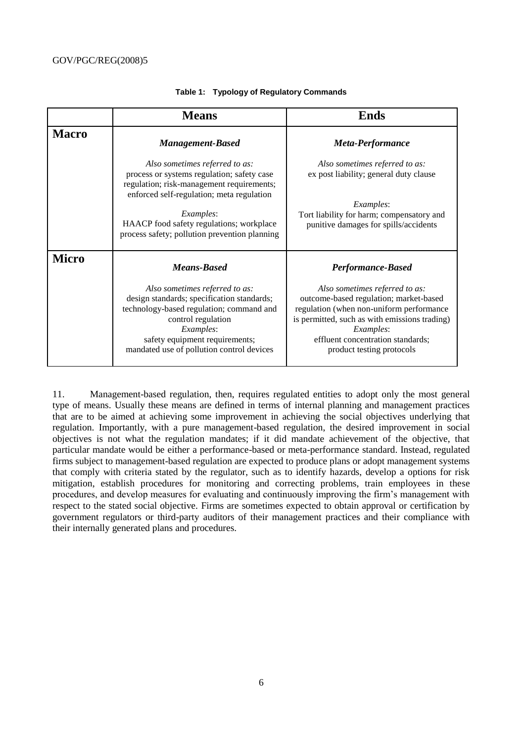**Table 1: Typology of Regulatory Commands**

| | **Means** | **Ends** |
|---|---|---|
| **Macro** | ***Management-Based*** <br><br> *Also sometimes referred to as:* process or systems regulation; safety case regulation; risk-management requirements; enforced self-regulation; meta regulation <br><br> *Examples*: HACCP food safety regulations; workplace process safety; pollution prevention planning | ***Meta-Performance*** <br><br> *Also sometimes referred to as:* ex post liability; general duty clause <br><br> *Examples*: Tort liability for harm; compensatory and punitive damages for spills/accidents |
| **Micro** | ***Means-Based*** <br><br> *Also sometimes referred to as:* design standards; specification standards; technology-based regulation; command and control regulation <br> *Examples*: safety equipment requirements; mandated use of pollution control devices | ***Performance-Based*** <br><br> *Also sometimes referred to as:* outcome-based regulation; market-based regulation (when non-uniform performance is permitted, such as with emissions trading) <br> *Examples*: effluent concentration standards; product testing protocols |

11. Management-based regulation, then, requires regulated entities to adopt only the most general type of means. Usually these means are defined in terms of internal planning and management practices that are to be aimed at achieving some improvement in achieving the social objectives underlying that regulation. Importantly, with a pure management-based regulation, the desired improvement in social objectives is not what the regulation mandates; if it did mandate achievement of the objective, that particular mandate would be either a performance-based or meta-performance standard. Instead, regulated firms subject to management-based regulation are expected to produce plans or adopt management systems that comply with criteria stated by the regulator, such as to identify hazards, develop a options for risk mitigation, establish procedures for monitoring and correcting problems, train employees in these procedures, and develop measures for evaluating and continuously improving the firm's management with respect to the stated social objective. Firms are sometimes expected to obtain approval or certification by government regulators or third-party auditors of their management practices and their compliance with their internally generated plans and procedures.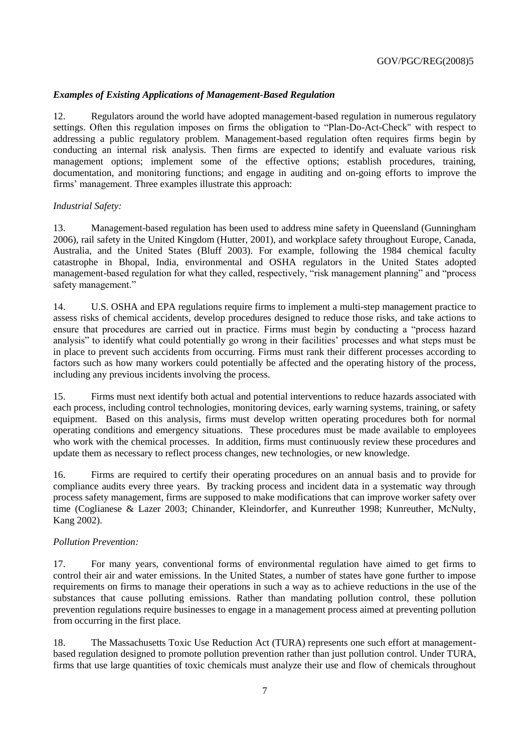### *Examples of Existing Applications of Management-Based Regulation*

12. Regulators around the world have adopted management-based regulation in numerous regulatory settings. Often this regulation imposes on firms the obligation to "Plan-Do-Act-Check" with respect to addressing a public regulatory problem. Management-based regulation often requires firms begin by conducting an internal risk analysis. Then firms are expected to identify and evaluate various risk management options; implement some of the effective options; establish procedures, training, documentation, and monitoring functions; and engage in auditing and on-going efforts to improve the firms' management. Three examples illustrate this approach:

*Industrial Safety:*

13. Management-based regulation has been used to address mine safety in Queensland (Gunningham 2006), rail safety in the United Kingdom (Hutter, 2001), and workplace safety throughout Europe, Canada, Australia, and the United States (Bluff 2003). For example, following the 1984 chemical faculty catastrophe in Bhopal, India, environmental and OSHA regulators in the United States adopted management-based regulation for what they called, respectively, "risk management planning" and "process safety management."

14. U.S. OSHA and EPA regulations require firms to implement a multi-step management practice to assess risks of chemical accidents, develop procedures designed to reduce those risks, and take actions to ensure that procedures are carried out in practice. Firms must begin by conducting a "process hazard analysis" to identify what could potentially go wrong in their facilities' processes and what steps must be in place to prevent such accidents from occurring. Firms must rank their different processes according to factors such as how many workers could potentially be affected and the operating history of the process, including any previous incidents involving the process.

15. Firms must next identify both actual and potential interventions to reduce hazards associated with each process, including control technologies, monitoring devices, early warning systems, training, or safety equipment. Based on this analysis, firms must develop written operating procedures both for normal operating conditions and emergency situations. These procedures must be made available to employees who work with the chemical processes. In addition, firms must continuously review these procedures and update them as necessary to reflect process changes, new technologies, or new knowledge.

16. Firms are required to certify their operating procedures on an annual basis and to provide for compliance audits every three years. By tracking process and incident data in a systematic way through process safety management, firms are supposed to make modifications that can improve worker safety over time (Coglianese & Lazer 2003; Chinander, Kleindorfer, and Kunreuther 1998; Kunreuther, McNulty, Kang 2002).

*Pollution Prevention:*

17. For many years, conventional forms of environmental regulation have aimed to get firms to control their air and water emissions. In the United States, a number of states have gone further to impose requirements on firms to manage their operations in such a way as to achieve reductions in the use of the substances that cause polluting emissions. Rather than mandating pollution control, these pollution prevention regulations require businesses to engage in a management process aimed at preventing pollution from occurring in the first place.

18. The Massachusetts Toxic Use Reduction Act (TURA) represents one such effort at management-based regulation designed to promote pollution prevention rather than just pollution control. Under TURA, firms that use large quantities of toxic chemicals must analyze their use and flow of chemicals throughout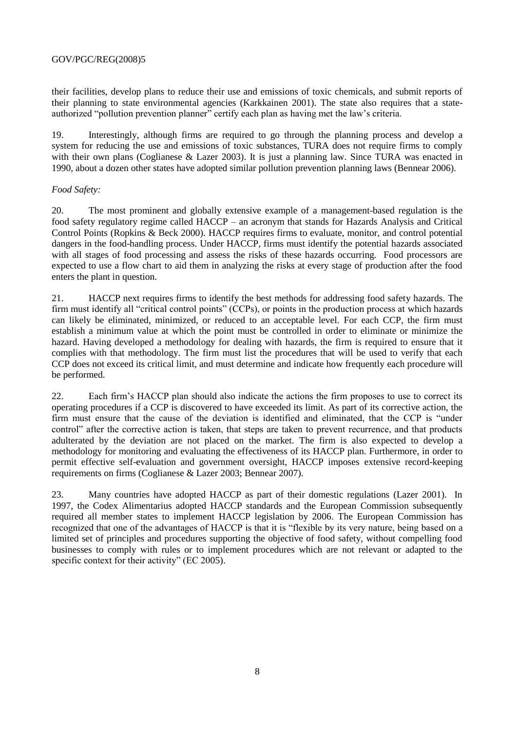their facilities, develop plans to reduce their use and emissions of toxic chemicals, and submit reports of their planning to state environmental agencies (Karkkainen 2001). The state also requires that a state-authorized "pollution prevention planner" certify each plan as having met the law's criteria.

19. Interestingly, although firms are required to go through the planning process and develop a system for reducing the use and emissions of toxic substances, TURA does not require firms to comply with their own plans (Coglianese & Lazer 2003). It is just a planning law. Since TURA was enacted in 1990, about a dozen other states have adopted similar pollution prevention planning laws (Bennear 2006).

*Food Safety:*

20. The most prominent and globally extensive example of a management-based regulation is the food safety regulatory regime called HACCP – an acronym that stands for Hazards Analysis and Critical Control Points (Ropkins & Beck 2000). HACCP requires firms to evaluate, monitor, and control potential dangers in the food-handling process. Under HACCP, firms must identify the potential hazards associated with all stages of food processing and assess the risks of these hazards occurring. Food processors are expected to use a flow chart to aid them in analyzing the risks at every stage of production after the food enters the plant in question.

21. HACCP next requires firms to identify the best methods for addressing food safety hazards. The firm must identify all "critical control points" (CCPs), or points in the production process at which hazards can likely be eliminated, minimized, or reduced to an acceptable level. For each CCP, the firm must establish a minimum value at which the point must be controlled in order to eliminate or minimize the hazard. Having developed a methodology for dealing with hazards, the firm is required to ensure that it complies with that methodology. The firm must list the procedures that will be used to verify that each CCP does not exceed its critical limit, and must determine and indicate how frequently each procedure will be performed.

22. Each firm's HACCP plan should also indicate the actions the firm proposes to use to correct its operating procedures if a CCP is discovered to have exceeded its limit. As part of its corrective action, the firm must ensure that the cause of the deviation is identified and eliminated, that the CCP is "under control" after the corrective action is taken, that steps are taken to prevent recurrence, and that products adulterated by the deviation are not placed on the market. The firm is also expected to develop a methodology for monitoring and evaluating the effectiveness of its HACCP plan. Furthermore, in order to permit effective self-evaluation and government oversight, HACCP imposes extensive record-keeping requirements on firms (Coglianese & Lazer 2003; Bennear 2007).

23. Many countries have adopted HACCP as part of their domestic regulations (Lazer 2001). In 1997, the Codex Alimentarius adopted HACCP standards and the European Commission subsequently required all member states to implement HACCP legislation by 2006. The European Commission has recognized that one of the advantages of HACCP is that it is "flexible by its very nature, being based on a limited set of principles and procedures supporting the objective of food safety, without compelling food businesses to comply with rules or to implement procedures which are not relevant or adapted to the specific context for their activity" (EC 2005).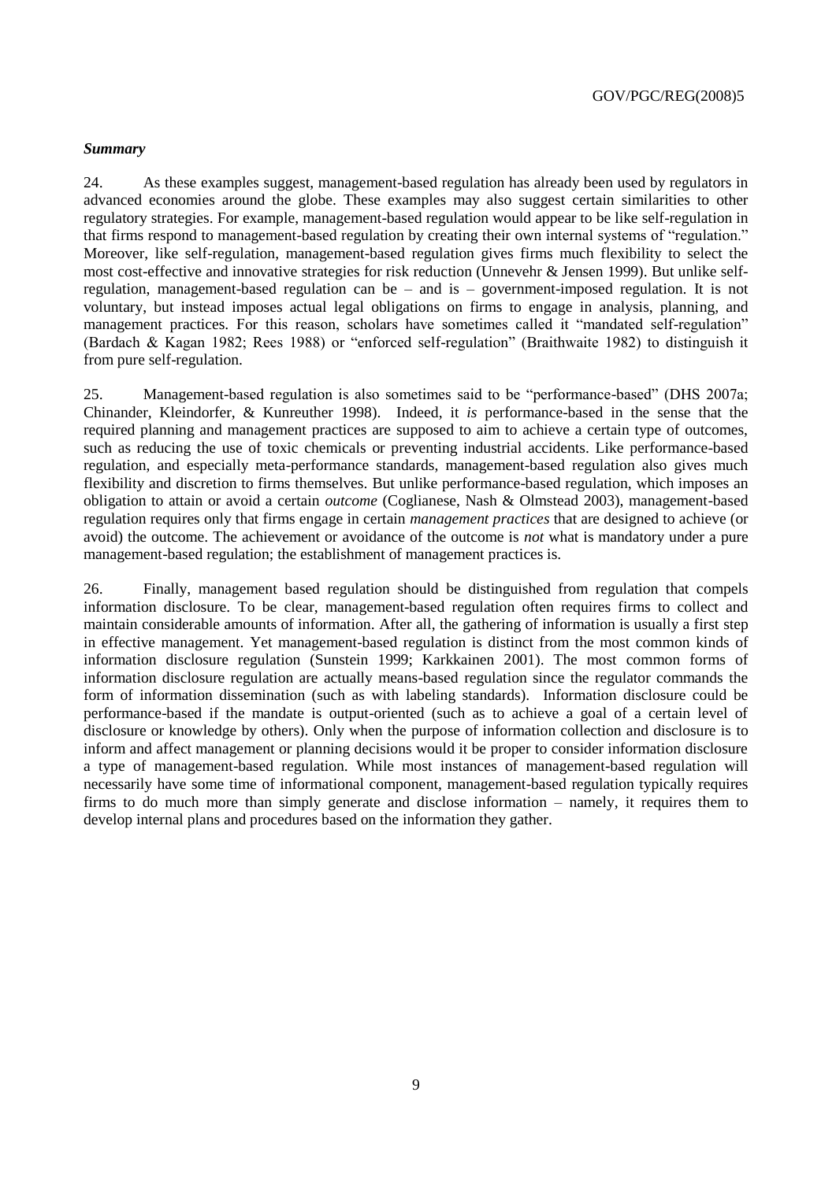***Summary***

24. As these examples suggest, management-based regulation has already been used by regulators in advanced economies around the globe. These examples may also suggest certain similarities to other regulatory strategies. For example, management-based regulation would appear to be like self-regulation in that firms respond to management-based regulation by creating their own internal systems of "regulation." Moreover, like self-regulation, management-based regulation gives firms much flexibility to select the most cost-effective and innovative strategies for risk reduction (Unnevehr & Jensen 1999). But unlike self-regulation, management-based regulation can be – and is – government-imposed regulation. It is not voluntary, but instead imposes actual legal obligations on firms to engage in analysis, planning, and management practices. For this reason, scholars have sometimes called it "mandated self-regulation" (Bardach & Kagan 1982; Rees 1988) or "enforced self-regulation" (Braithwaite 1982) to distinguish it from pure self-regulation.

25. Management-based regulation is also sometimes said to be "performance-based" (DHS 2007a; Chinander, Kleindorfer, & Kunreuther 1998). Indeed, it *is* performance-based in the sense that the required planning and management practices are supposed to aim to achieve a certain type of outcomes, such as reducing the use of toxic chemicals or preventing industrial accidents. Like performance-based regulation, and especially meta-performance standards, management-based regulation also gives much flexibility and discretion to firms themselves. But unlike performance-based regulation, which imposes an obligation to attain or avoid a certain *outcome* (Coglianese, Nash & Olmstead 2003), management-based regulation requires only that firms engage in certain *management practices* that are designed to achieve (or avoid) the outcome. The achievement or avoidance of the outcome is *not* what is mandatory under a pure management-based regulation; the establishment of management practices is.

26. Finally, management based regulation should be distinguished from regulation that compels information disclosure. To be clear, management-based regulation often requires firms to collect and maintain considerable amounts of information. After all, the gathering of information is usually a first step in effective management. Yet management-based regulation is distinct from the most common kinds of information disclosure regulation (Sunstein 1999; Karkkainen 2001). The most common forms of information disclosure regulation are actually means-based regulation since the regulator commands the form of information dissemination (such as with labeling standards). Information disclosure could be performance-based if the mandate is output-oriented (such as to achieve a goal of a certain level of disclosure or knowledge by others). Only when the purpose of information collection and disclosure is to inform and affect management or planning decisions would it be proper to consider information disclosure a type of management-based regulation. While most instances of management-based regulation will necessarily have some time of informational component, management-based regulation typically requires firms to do much more than simply generate and disclose information – namely, it requires them to develop internal plans and procedures based on the information they gather.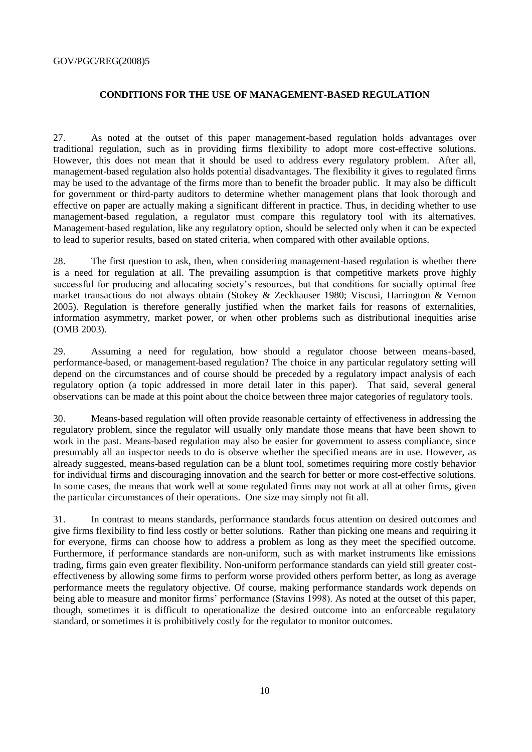## CONDITIONS FOR THE USE OF MANAGEMENT-BASED REGULATION

27. As noted at the outset of this paper management-based regulation holds advantages over traditional regulation, such as in providing firms flexibility to adopt more cost-effective solutions. However, this does not mean that it should be used to address every regulatory problem. After all, management-based regulation also holds potential disadvantages. The flexibility it gives to regulated firms may be used to the advantage of the firms more than to benefit the broader public. It may also be difficult for government or third-party auditors to determine whether management plans that look thorough and effective on paper are actually making a significant different in practice. Thus, in deciding whether to use management-based regulation, a regulator must compare this regulatory tool with its alternatives. Management-based regulation, like any regulatory option, should be selected only when it can be expected to lead to superior results, based on stated criteria, when compared with other available options.

28. The first question to ask, then, when considering management-based regulation is whether there is a need for regulation at all. The prevailing assumption is that competitive markets prove highly successful for producing and allocating society's resources, but that conditions for socially optimal free market transactions do not always obtain (Stokey & Zeckhauser 1980; Viscusi, Harrington & Vernon 2005). Regulation is therefore generally justified when the market fails for reasons of externalities, information asymmetry, market power, or when other problems such as distributional inequities arise (OMB 2003).

29. Assuming a need for regulation, how should a regulator choose between means-based, performance-based, or management-based regulation? The choice in any particular regulatory setting will depend on the circumstances and of course should be preceded by a regulatory impact analysis of each regulatory option (a topic addressed in more detail later in this paper). That said, several general observations can be made at this point about the choice between three major categories of regulatory tools.

30. Means-based regulation will often provide reasonable certainty of effectiveness in addressing the regulatory problem, since the regulator will usually only mandate those means that have been shown to work in the past. Means-based regulation may also be easier for government to assess compliance, since presumably all an inspector needs to do is observe whether the specified means are in use. However, as already suggested, means-based regulation can be a blunt tool, sometimes requiring more costly behavior for individual firms and discouraging innovation and the search for better or more cost-effective solutions. In some cases, the means that work well at some regulated firms may not work at all at other firms, given the particular circumstances of their operations. One size may simply not fit all.

31. In contrast to means standards, performance standards focus attention on desired outcomes and give firms flexibility to find less costly or better solutions. Rather than picking one means and requiring it for everyone, firms can choose how to address a problem as long as they meet the specified outcome. Furthermore, if performance standards are non-uniform, such as with market instruments like emissions trading, firms gain even greater flexibility. Non-uniform performance standards can yield still greater cost-effectiveness by allowing some firms to perform worse provided others perform better, as long as average performance meets the regulatory objective. Of course, making performance standards work depends on being able to measure and monitor firms' performance (Stavins 1998). As noted at the outset of this paper, though, sometimes it is difficult to operationalize the desired outcome into an enforceable regulatory standard, or sometimes it is prohibitively costly for the regulator to monitor outcomes.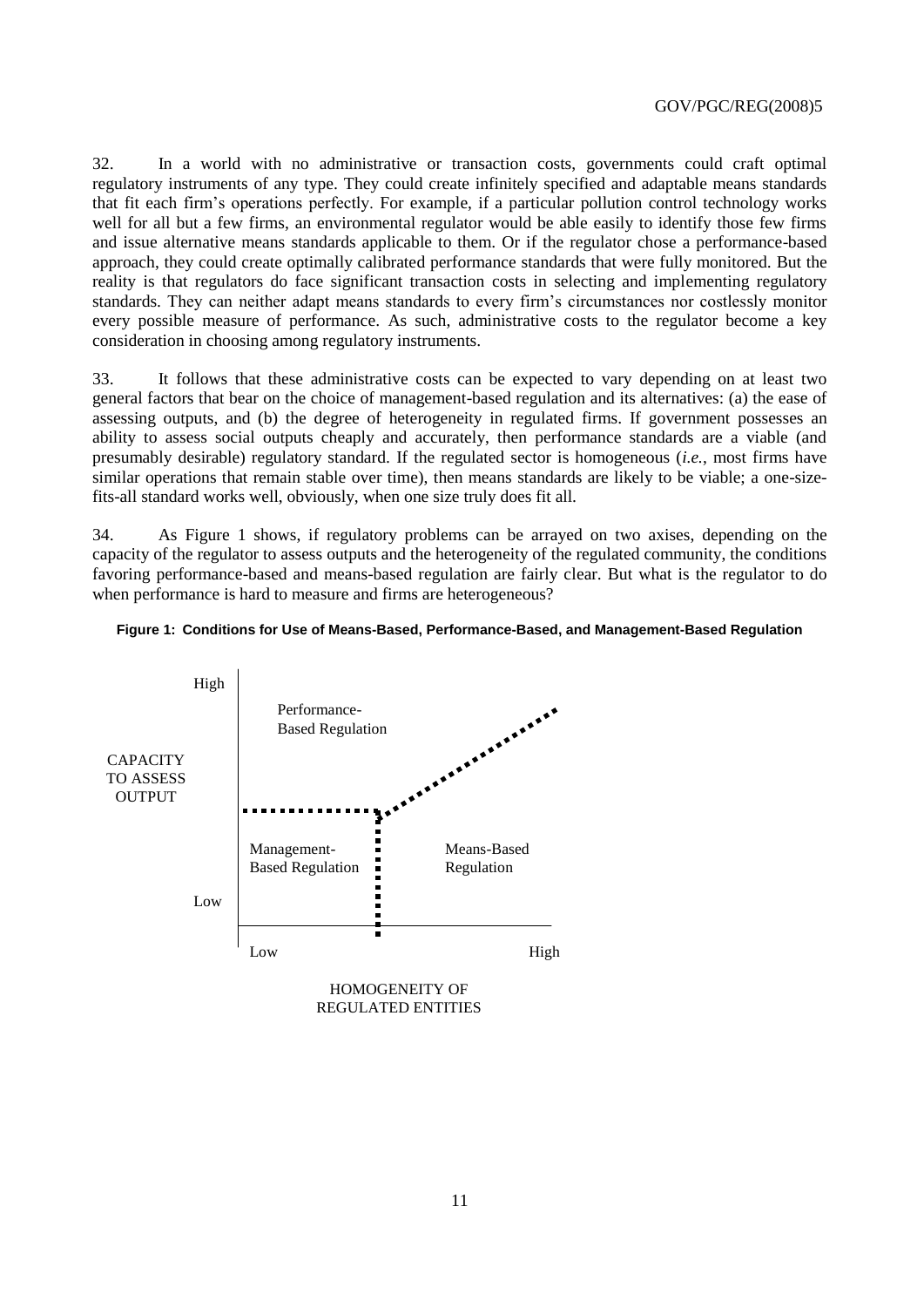32. In a world with no administrative or transaction costs, governments could craft optimal regulatory instruments of any type. They could create infinitely specified and adaptable means standards that fit each firm's operations perfectly. For example, if a particular pollution control technology works well for all but a few firms, an environmental regulator would be able easily to identify those few firms and issue alternative means standards applicable to them. Or if the regulator chose a performance-based approach, they could create optimally calibrated performance standards that were fully monitored. But the reality is that regulators do face significant transaction costs in selecting and implementing regulatory standards. They can neither adapt means standards to every firm's circumstances nor costlessly monitor every possible measure of performance. As such, administrative costs to the regulator become a key consideration in choosing among regulatory instruments.

33. It follows that these administrative costs can be expected to vary depending on at least two general factors that bear on the choice of management-based regulation and its alternatives: (a) the ease of assessing outputs, and (b) the degree of heterogeneity in regulated firms. If government possesses an ability to assess social outputs cheaply and accurately, then performance standards are a viable (and presumably desirable) regulatory standard. If the regulated sector is homogeneous (*i.e.*, most firms have similar operations that remain stable over time), then means standards are likely to be viable; a one-size-fits-all standard works well, obviously, when one size truly does fit all.

34. As Figure 1 shows, if regulatory problems can be arrayed on two axises, depending on the capacity of the regulator to assess outputs and the heterogeneity of the regulated community, the conditions favoring performance-based and means-based regulation are fairly clear. But what is the regulator to do when performance is hard to measure and firms are heterogeneous?

**Figure 1: Conditions for Use of Means-Based, Performance-Based, and Management-Based Regulation**

CAPACITY TO ASSESS OUTPUT (Low – High)

Performance-Based Regulation

Management-Based Regulation

Means-Based Regulation

HOMOGENEITY OF REGULATED ENTITIES (Low – High)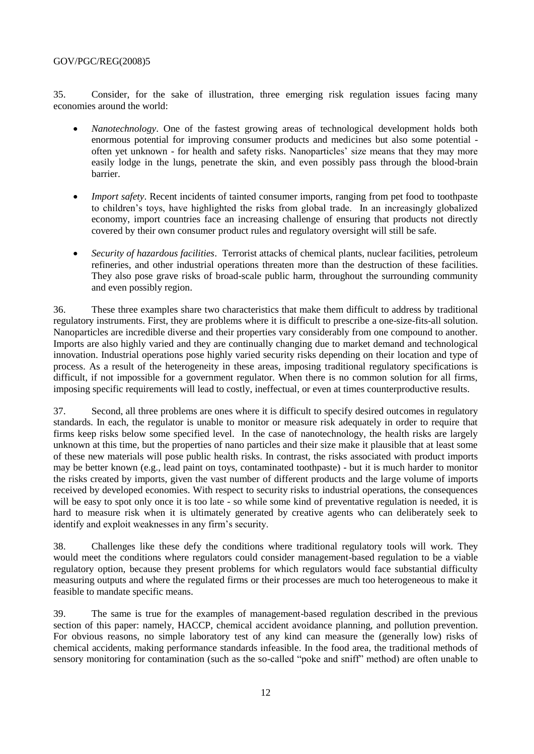35. Consider, for the sake of illustration, three emerging risk regulation issues facing many economies around the world:

- *Nanotechnology*. One of the fastest growing areas of technological development holds both enormous potential for improving consumer products and medicines but also some potential - often yet unknown - for health and safety risks. Nanoparticles' size means that they may more easily lodge in the lungs, penetrate the skin, and even possibly pass through the blood-brain barrier.

- *Import safety*. Recent incidents of tainted consumer imports, ranging from pet food to toothpaste to children's toys, have highlighted the risks from global trade. In an increasingly globalized economy, import countries face an increasing challenge of ensuring that products not directly covered by their own consumer product rules and regulatory oversight will still be safe.

- *Security of hazardous facilities*. Terrorist attacks of chemical plants, nuclear facilities, petroleum refineries, and other industrial operations threaten more than the destruction of these facilities. They also pose grave risks of broad-scale public harm, throughout the surrounding community and even possibly region.

36. These three examples share two characteristics that make them difficult to address by traditional regulatory instruments. First, they are problems where it is difficult to prescribe a one-size-fits-all solution. Nanoparticles are incredible diverse and their properties vary considerably from one compound to another. Imports are also highly varied and they are continually changing due to market demand and technological innovation. Industrial operations pose highly varied security risks depending on their location and type of process. As a result of the heterogeneity in these areas, imposing traditional regulatory specifications is difficult, if not impossible for a government regulator. When there is no common solution for all firms, imposing specific requirements will lead to costly, ineffectual, or even at times counterproductive results.

37. Second, all three problems are ones where it is difficult to specify desired outcomes in regulatory standards. In each, the regulator is unable to monitor or measure risk adequately in order to require that firms keep risks below some specified level. In the case of nanotechnology, the health risks are largely unknown at this time, but the properties of nano particles and their size make it plausible that at least some of these new materials will pose public health risks. In contrast, the risks associated with product imports may be better known (e.g., lead paint on toys, contaminated toothpaste) - but it is much harder to monitor the risks created by imports, given the vast number of different products and the large volume of imports received by developed economies. With respect to security risks to industrial operations, the consequences will be easy to spot only once it is too late - so while some kind of preventative regulation is needed, it is hard to measure risk when it is ultimately generated by creative agents who can deliberately seek to identify and exploit weaknesses in any firm's security.

38. Challenges like these defy the conditions where traditional regulatory tools will work. They would meet the conditions where regulators could consider management-based regulation to be a viable regulatory option, because they present problems for which regulators would face substantial difficulty measuring outputs and where the regulated firms or their processes are much too heterogeneous to make it feasible to mandate specific means.

39. The same is true for the examples of management-based regulation described in the previous section of this paper: namely, HACCP, chemical accident avoidance planning, and pollution prevention. For obvious reasons, no simple laboratory test of any kind can measure the (generally low) risks of chemical accidents, making performance standards infeasible. In the food area, the traditional methods of sensory monitoring for contamination (such as the so-called "poke and sniff" method) are often unable to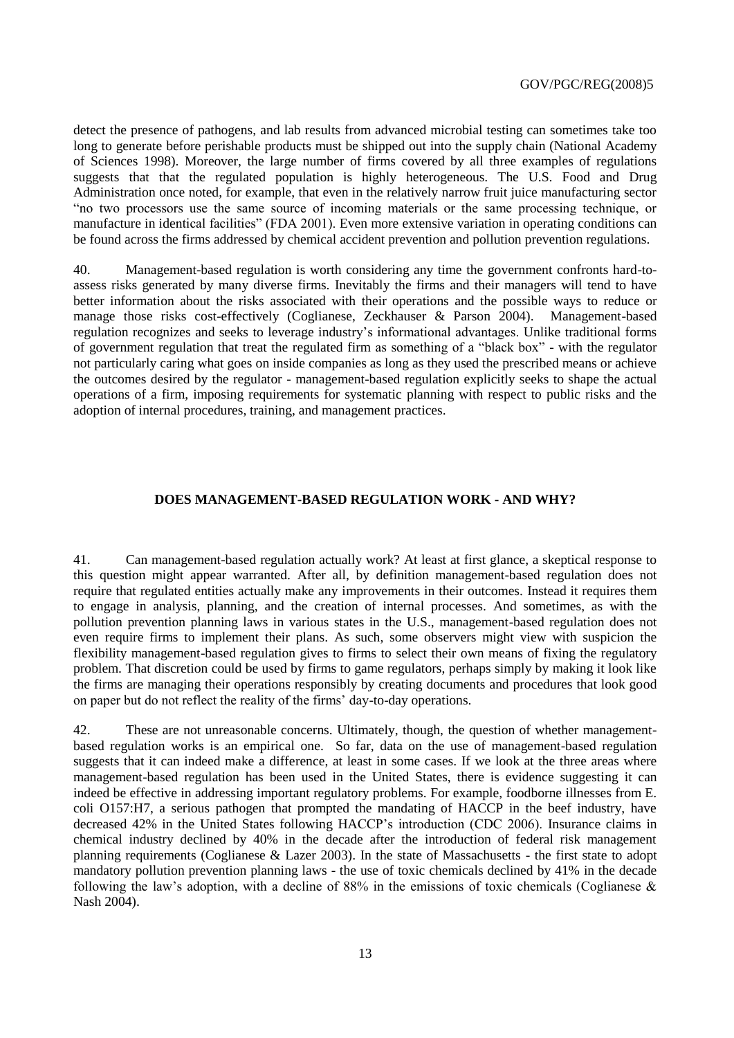detect the presence of pathogens, and lab results from advanced microbial testing can sometimes take too long to generate before perishable products must be shipped out into the supply chain (National Academy of Sciences 1998). Moreover, the large number of firms covered by all three examples of regulations suggests that that the regulated population is highly heterogeneous. The U.S. Food and Drug Administration once noted, for example, that even in the relatively narrow fruit juice manufacturing sector "no two processors use the same source of incoming materials or the same processing technique, or manufacture in identical facilities" (FDA 2001). Even more extensive variation in operating conditions can be found across the firms addressed by chemical accident prevention and pollution prevention regulations.

40. Management-based regulation is worth considering any time the government confronts hard-to-assess risks generated by many diverse firms. Inevitably the firms and their managers will tend to have better information about the risks associated with their operations and the possible ways to reduce or manage those risks cost-effectively (Coglianese, Zeckhauser & Parson 2004). Management-based regulation recognizes and seeks to leverage industry's informational advantages. Unlike traditional forms of government regulation that treat the regulated firm as something of a "black box" - with the regulator not particularly caring what goes on inside companies as long as they used the prescribed means or achieve the outcomes desired by the regulator - management-based regulation explicitly seeks to shape the actual operations of a firm, imposing requirements for systematic planning with respect to public risks and the adoption of internal procedures, training, and management practices.

## DOES MANAGEMENT-BASED REGULATION WORK - AND WHY?

41. Can management-based regulation actually work? At least at first glance, a skeptical response to this question might appear warranted. After all, by definition management-based regulation does not require that regulated entities actually make any improvements in their outcomes. Instead it requires them to engage in analysis, planning, and the creation of internal processes. And sometimes, as with the pollution prevention planning laws in various states in the U.S., management-based regulation does not even require firms to implement their plans. As such, some observers might view with suspicion the flexibility management-based regulation gives to firms to select their own means of fixing the regulatory problem. That discretion could be used by firms to game regulators, perhaps simply by making it look like the firms are managing their operations responsibly by creating documents and procedures that look good on paper but do not reflect the reality of the firms' day-to-day operations.

42. These are not unreasonable concerns. Ultimately, though, the question of whether management-based regulation works is an empirical one. So far, data on the use of management-based regulation suggests that it can indeed make a difference, at least in some cases. If we look at the three areas where management-based regulation has been used in the United States, there is evidence suggesting it can indeed be effective in addressing important regulatory problems. For example, foodborne illnesses from E. coli O157:H7, a serious pathogen that prompted the mandating of HACCP in the beef industry, have decreased 42% in the United States following HACCP's introduction (CDC 2006). Insurance claims in chemical industry declined by 40% in the decade after the introduction of federal risk management planning requirements (Coglianese & Lazer 2003). In the state of Massachusetts - the first state to adopt mandatory pollution prevention planning laws - the use of toxic chemicals declined by 41% in the decade following the law's adoption, with a decline of 88% in the emissions of toxic chemicals (Coglianese & Nash 2004).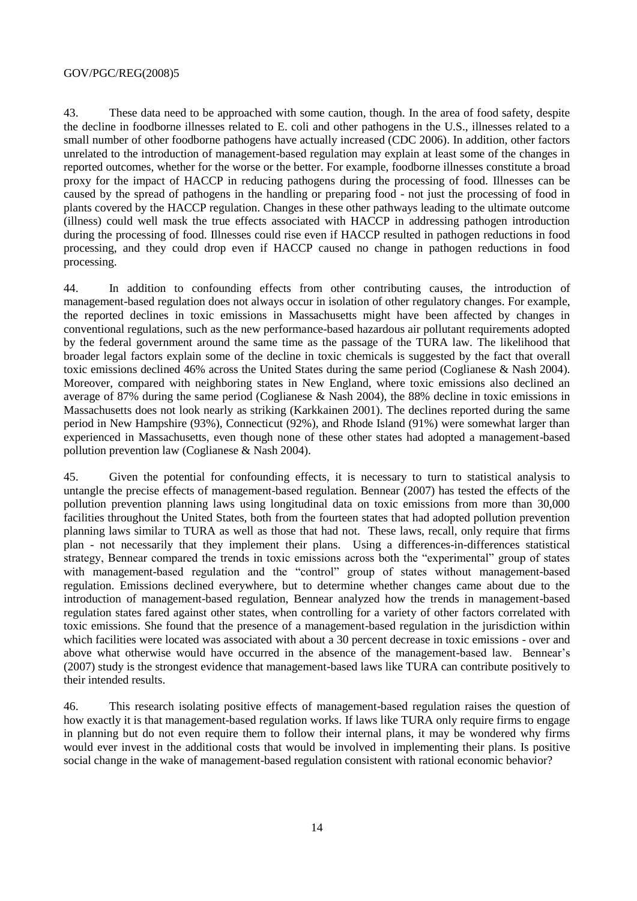43. These data need to be approached with some caution, though. In the area of food safety, despite the decline in foodborne illnesses related to E. coli and other pathogens in the U.S., illnesses related to a small number of other foodborne pathogens have actually increased (CDC 2006). In addition, other factors unrelated to the introduction of management-based regulation may explain at least some of the changes in reported outcomes, whether for the worse or the better. For example, foodborne illnesses constitute a broad proxy for the impact of HACCP in reducing pathogens during the processing of food. Illnesses can be caused by the spread of pathogens in the handling or preparing food - not just the processing of food in plants covered by the HACCP regulation. Changes in these other pathways leading to the ultimate outcome (illness) could well mask the true effects associated with HACCP in addressing pathogen introduction during the processing of food. Illnesses could rise even if HACCP resulted in pathogen reductions in food processing, and they could drop even if HACCP caused no change in pathogen reductions in food processing.

44. In addition to confounding effects from other contributing causes, the introduction of management-based regulation does not always occur in isolation of other regulatory changes. For example, the reported declines in toxic emissions in Massachusetts might have been affected by changes in conventional regulations, such as the new performance-based hazardous air pollutant requirements adopted by the federal government around the same time as the passage of the TURA law. The likelihood that broader legal factors explain some of the decline in toxic chemicals is suggested by the fact that overall toxic emissions declined 46% across the United States during the same period (Coglianese & Nash 2004). Moreover, compared with neighboring states in New England, where toxic emissions also declined an average of 87% during the same period (Coglianese & Nash 2004), the 88% decline in toxic emissions in Massachusetts does not look nearly as striking (Karkkainen 2001). The declines reported during the same period in New Hampshire (93%), Connecticut (92%), and Rhode Island (91%) were somewhat larger than experienced in Massachusetts, even though none of these other states had adopted a management-based pollution prevention law (Coglianese & Nash 2004).

45. Given the potential for confounding effects, it is necessary to turn to statistical analysis to untangle the precise effects of management-based regulation. Bennear (2007) has tested the effects of the pollution prevention planning laws using longitudinal data on toxic emissions from more than 30,000 facilities throughout the United States, both from the fourteen states that had adopted pollution prevention planning laws similar to TURA as well as those that had not. These laws, recall, only require that firms plan - not necessarily that they implement their plans. Using a differences-in-differences statistical strategy, Bennear compared the trends in toxic emissions across both the "experimental" group of states with management-based regulation and the "control" group of states without management-based regulation. Emissions declined everywhere, but to determine whether changes came about due to the introduction of management-based regulation, Bennear analyzed how the trends in management-based regulation states fared against other states, when controlling for a variety of other factors correlated with toxic emissions. She found that the presence of a management-based regulation in the jurisdiction within which facilities were located was associated with about a 30 percent decrease in toxic emissions - over and above what otherwise would have occurred in the absence of the management-based law. Bennear's (2007) study is the strongest evidence that management-based laws like TURA can contribute positively to their intended results.

46. This research isolating positive effects of management-based regulation raises the question of how exactly it is that management-based regulation works. If laws like TURA only require firms to engage in planning but do not even require them to follow their internal plans, it may be wondered why firms would ever invest in the additional costs that would be involved in implementing their plans. Is positive social change in the wake of management-based regulation consistent with rational economic behavior?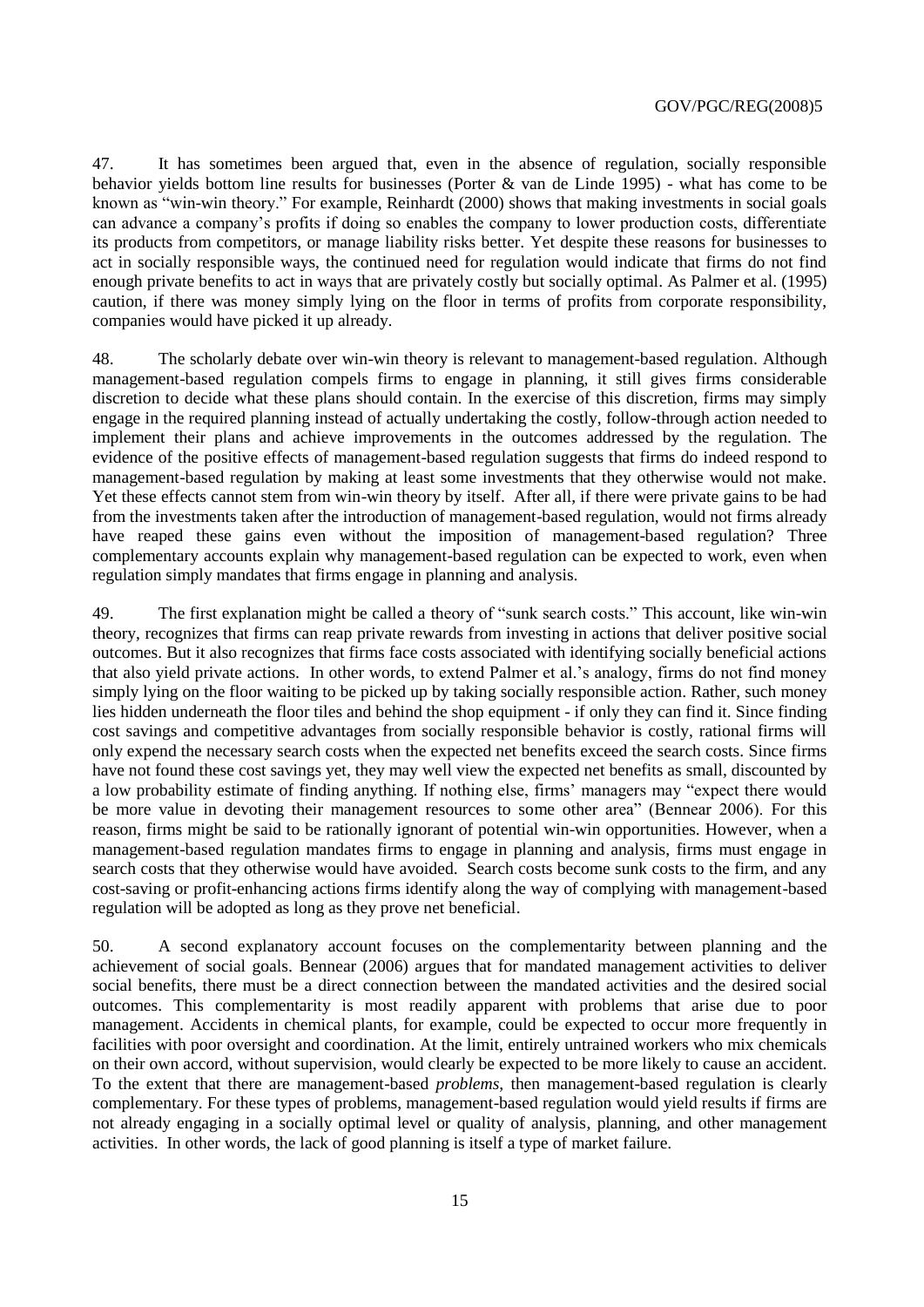47. It has sometimes been argued that, even in the absence of regulation, socially responsible behavior yields bottom line results for businesses (Porter & van de Linde 1995) - what has come to be known as "win-win theory." For example, Reinhardt (2000) shows that making investments in social goals can advance a company's profits if doing so enables the company to lower production costs, differentiate its products from competitors, or manage liability risks better. Yet despite these reasons for businesses to act in socially responsible ways, the continued need for regulation would indicate that firms do not find enough private benefits to act in ways that are privately costly but socially optimal. As Palmer et al. (1995) caution, if there was money simply lying on the floor in terms of profits from corporate responsibility, companies would have picked it up already.

48. The scholarly debate over win-win theory is relevant to management-based regulation. Although management-based regulation compels firms to engage in planning, it still gives firms considerable discretion to decide what these plans should contain. In the exercise of this discretion, firms may simply engage in the required planning instead of actually undertaking the costly, follow-through action needed to implement their plans and achieve improvements in the outcomes addressed by the regulation. The evidence of the positive effects of management-based regulation suggests that firms do indeed respond to management-based regulation by making at least some investments that they otherwise would not make. Yet these effects cannot stem from win-win theory by itself. After all, if there were private gains to be had from the investments taken after the introduction of management-based regulation, would not firms already have reaped these gains even without the imposition of management-based regulation? Three complementary accounts explain why management-based regulation can be expected to work, even when regulation simply mandates that firms engage in planning and analysis.

49. The first explanation might be called a theory of "sunk search costs." This account, like win-win theory, recognizes that firms can reap private rewards from investing in actions that deliver positive social outcomes. But it also recognizes that firms face costs associated with identifying socially beneficial actions that also yield private actions. In other words, to extend Palmer et al.'s analogy, firms do not find money simply lying on the floor waiting to be picked up by taking socially responsible action. Rather, such money lies hidden underneath the floor tiles and behind the shop equipment - if only they can find it. Since finding cost savings and competitive advantages from socially responsible behavior is costly, rational firms will only expend the necessary search costs when the expected net benefits exceed the search costs. Since firms have not found these cost savings yet, they may well view the expected net benefits as small, discounted by a low probability estimate of finding anything. If nothing else, firms' managers may "expect there would be more value in devoting their management resources to some other area" (Bennear 2006). For this reason, firms might be said to be rationally ignorant of potential win-win opportunities. However, when a management-based regulation mandates firms to engage in planning and analysis, firms must engage in search costs that they otherwise would have avoided. Search costs become sunk costs to the firm, and any cost-saving or profit-enhancing actions firms identify along the way of complying with management-based regulation will be adopted as long as they prove net beneficial.

50. A second explanatory account focuses on the complementarity between planning and the achievement of social goals. Bennear (2006) argues that for mandated management activities to deliver social benefits, there must be a direct connection between the mandated activities and the desired social outcomes. This complementarity is most readily apparent with problems that arise due to poor management. Accidents in chemical plants, for example, could be expected to occur more frequently in facilities with poor oversight and coordination. At the limit, entirely untrained workers who mix chemicals on their own accord, without supervision, would clearly be expected to be more likely to cause an accident. To the extent that there are management-based *problems*, then management-based regulation is clearly complementary. For these types of problems, management-based regulation would yield results if firms are not already engaging in a socially optimal level or quality of analysis, planning, and other management activities. In other words, the lack of good planning is itself a type of market failure.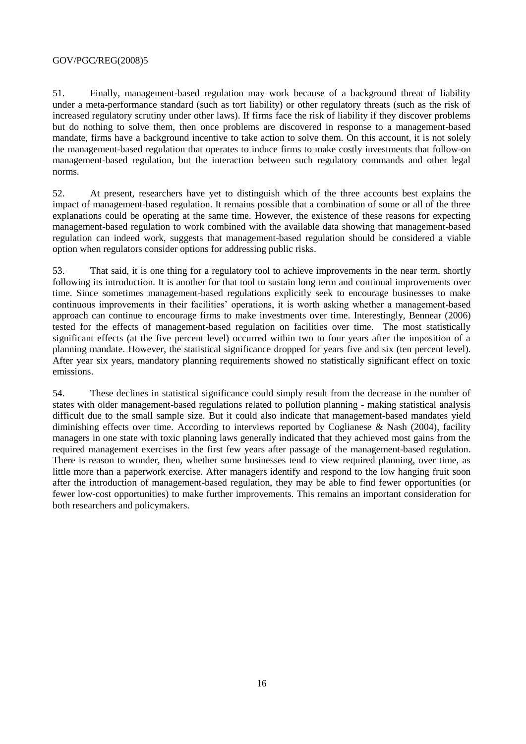51. Finally, management-based regulation may work because of a background threat of liability under a meta-performance standard (such as tort liability) or other regulatory threats (such as the risk of increased regulatory scrutiny under other laws). If firms face the risk of liability if they discover problems but do nothing to solve them, then once problems are discovered in response to a management-based mandate, firms have a background incentive to take action to solve them. On this account, it is not solely the management-based regulation that operates to induce firms to make costly investments that follow-on management-based regulation, but the interaction between such regulatory commands and other legal norms.

52. At present, researchers have yet to distinguish which of the three accounts best explains the impact of management-based regulation. It remains possible that a combination of some or all of the three explanations could be operating at the same time. However, the existence of these reasons for expecting management-based regulation to work combined with the available data showing that management-based regulation can indeed work, suggests that management-based regulation should be considered a viable option when regulators consider options for addressing public risks.

53. That said, it is one thing for a regulatory tool to achieve improvements in the near term, shortly following its introduction. It is another for that tool to sustain long term and continual improvements over time. Since sometimes management-based regulations explicitly seek to encourage businesses to make continuous improvements in their facilities' operations, it is worth asking whether a management-based approach can continue to encourage firms to make investments over time. Interestingly, Bennear (2006) tested for the effects of management-based regulation on facilities over time. The most statistically significant effects (at the five percent level) occurred within two to four years after the imposition of a planning mandate. However, the statistical significance dropped for years five and six (ten percent level). After year six years, mandatory planning requirements showed no statistically significant effect on toxic emissions.

54. These declines in statistical significance could simply result from the decrease in the number of states with older management-based regulations related to pollution planning - making statistical analysis difficult due to the small sample size. But it could also indicate that management-based mandates yield diminishing effects over time. According to interviews reported by Coglianese & Nash (2004), facility managers in one state with toxic planning laws generally indicated that they achieved most gains from the required management exercises in the first few years after passage of the management-based regulation. There is reason to wonder, then, whether some businesses tend to view required planning, over time, as little more than a paperwork exercise. After managers identify and respond to the low hanging fruit soon after the introduction of management-based regulation, they may be able to find fewer opportunities (or fewer low-cost opportunities) to make further improvements. This remains an important consideration for both researchers and policymakers.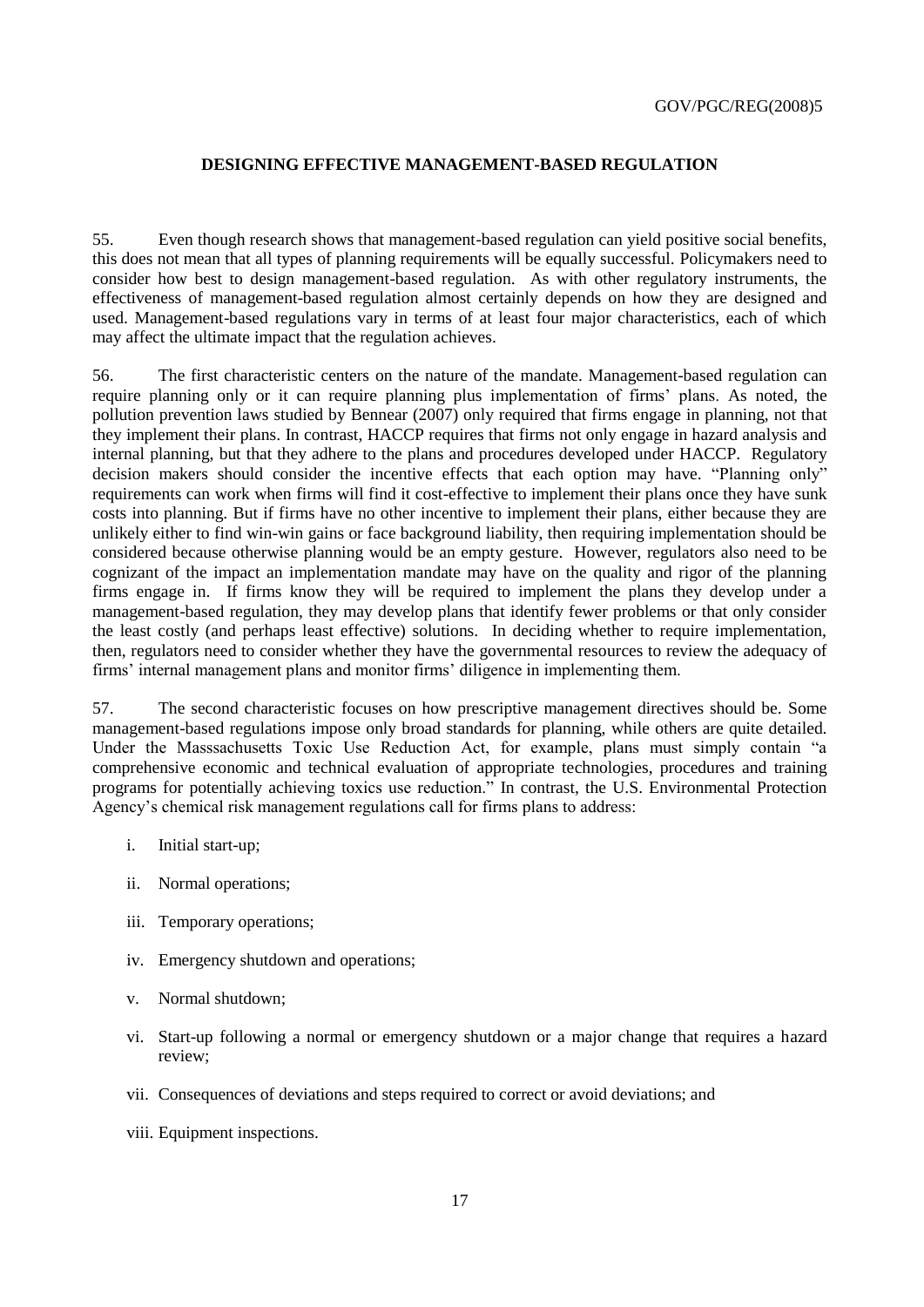## DESIGNING EFFECTIVE MANAGEMENT-BASED REGULATION

55. Even though research shows that management-based regulation can yield positive social benefits, this does not mean that all types of planning requirements will be equally successful. Policymakers need to consider how best to design management-based regulation. As with other regulatory instruments, the effectiveness of management-based regulation almost certainly depends on how they are designed and used. Management-based regulations vary in terms of at least four major characteristics, each of which may affect the ultimate impact that the regulation achieves.

56. The first characteristic centers on the nature of the mandate. Management-based regulation can require planning only or it can require planning plus implementation of firms' plans. As noted, the pollution prevention laws studied by Bennear (2007) only required that firms engage in planning, not that they implement their plans. In contrast, HACCP requires that firms not only engage in hazard analysis and internal planning, but that they adhere to the plans and procedures developed under HACCP. Regulatory decision makers should consider the incentive effects that each option may have. "Planning only" requirements can work when firms will find it cost-effective to implement their plans once they have sunk costs into planning. But if firms have no other incentive to implement their plans, either because they are unlikely either to find win-win gains or face background liability, then requiring implementation should be considered because otherwise planning would be an empty gesture. However, regulators also need to be cognizant of the impact an implementation mandate may have on the quality and rigor of the planning firms engage in. If firms know they will be required to implement the plans they develop under a management-based regulation, they may develop plans that identify fewer problems or that only consider the least costly (and perhaps least effective) solutions. In deciding whether to require implementation, then, regulators need to consider whether they have the governmental resources to review the adequacy of firms' internal management plans and monitor firms' diligence in implementing them.

57. The second characteristic focuses on how prescriptive management directives should be. Some management-based regulations impose only broad standards for planning, while others are quite detailed. Under the Masssachusetts Toxic Use Reduction Act, for example, plans must simply contain "a comprehensive economic and technical evaluation of appropriate technologies, procedures and training programs for potentially achieving toxics use reduction." In contrast, the U.S. Environmental Protection Agency's chemical risk management regulations call for firms plans to address:

i. Initial start-up;

ii. Normal operations;

iii. Temporary operations;

iv. Emergency shutdown and operations;

v. Normal shutdown;

vi. Start-up following a normal or emergency shutdown or a major change that requires a hazard review;

vii. Consequences of deviations and steps required to correct or avoid deviations; and

viii. Equipment inspections.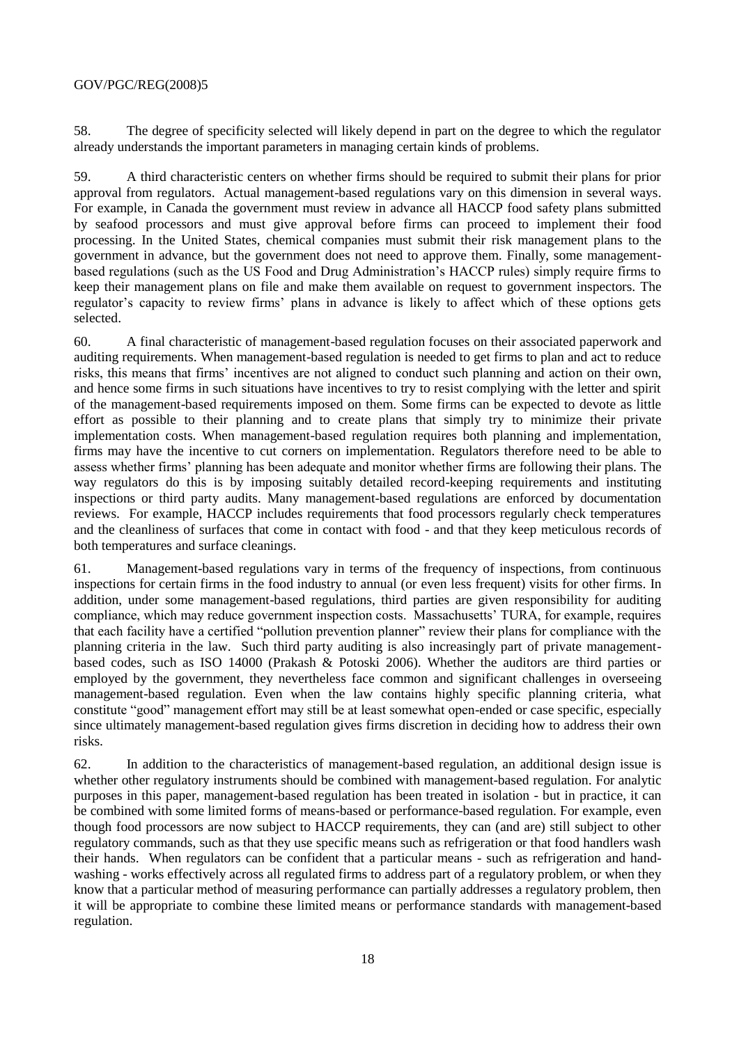58. The degree of specificity selected will likely depend in part on the degree to which the regulator already understands the important parameters in managing certain kinds of problems.

59. A third characteristic centers on whether firms should be required to submit their plans for prior approval from regulators. Actual management-based regulations vary on this dimension in several ways. For example, in Canada the government must review in advance all HACCP food safety plans submitted by seafood processors and must give approval before firms can proceed to implement their food processing. In the United States, chemical companies must submit their risk management plans to the government in advance, but the government does not need to approve them. Finally, some management-based regulations (such as the US Food and Drug Administration's HACCP rules) simply require firms to keep their management plans on file and make them available on request to government inspectors. The regulator's capacity to review firms' plans in advance is likely to affect which of these options gets selected.

60. A final characteristic of management-based regulation focuses on their associated paperwork and auditing requirements. When management-based regulation is needed to get firms to plan and act to reduce risks, this means that firms' incentives are not aligned to conduct such planning and action on their own, and hence some firms in such situations have incentives to try to resist complying with the letter and spirit of the management-based requirements imposed on them. Some firms can be expected to devote as little effort as possible to their planning and to create plans that simply try to minimize their private implementation costs. When management-based regulation requires both planning and implementation, firms may have the incentive to cut corners on implementation. Regulators therefore need to be able to assess whether firms' planning has been adequate and monitor whether firms are following their plans. The way regulators do this is by imposing suitably detailed record-keeping requirements and instituting inspections or third party audits. Many management-based regulations are enforced by documentation reviews. For example, HACCP includes requirements that food processors regularly check temperatures and the cleanliness of surfaces that come in contact with food - and that they keep meticulous records of both temperatures and surface cleanings.

61. Management-based regulations vary in terms of the frequency of inspections, from continuous inspections for certain firms in the food industry to annual (or even less frequent) visits for other firms. In addition, under some management-based regulations, third parties are given responsibility for auditing compliance, which may reduce government inspection costs. Massachusetts' TURA, for example, requires that each facility have a certified "pollution prevention planner" review their plans for compliance with the planning criteria in the law. Such third party auditing is also increasingly part of private management-based codes, such as ISO 14000 (Prakash & Potoski 2006). Whether the auditors are third parties or employed by the government, they nevertheless face common and significant challenges in overseeing management-based regulation. Even when the law contains highly specific planning criteria, what constitute "good" management effort may still be at least somewhat open-ended or case specific, especially since ultimately management-based regulation gives firms discretion in deciding how to address their own risks.

62. In addition to the characteristics of management-based regulation, an additional design issue is whether other regulatory instruments should be combined with management-based regulation. For analytic purposes in this paper, management-based regulation has been treated in isolation - but in practice, it can be combined with some limited forms of means-based or performance-based regulation. For example, even though food processors are now subject to HACCP requirements, they can (and are) still subject to other regulatory commands, such as that they use specific means such as refrigeration or that food handlers wash their hands. When regulators can be confident that a particular means - such as refrigeration and hand-washing - works effectively across all regulated firms to address part of a regulatory problem, or when they know that a particular method of measuring performance can partially addresses a regulatory problem, then it will be appropriate to combine these limited means or performance standards with management-based regulation.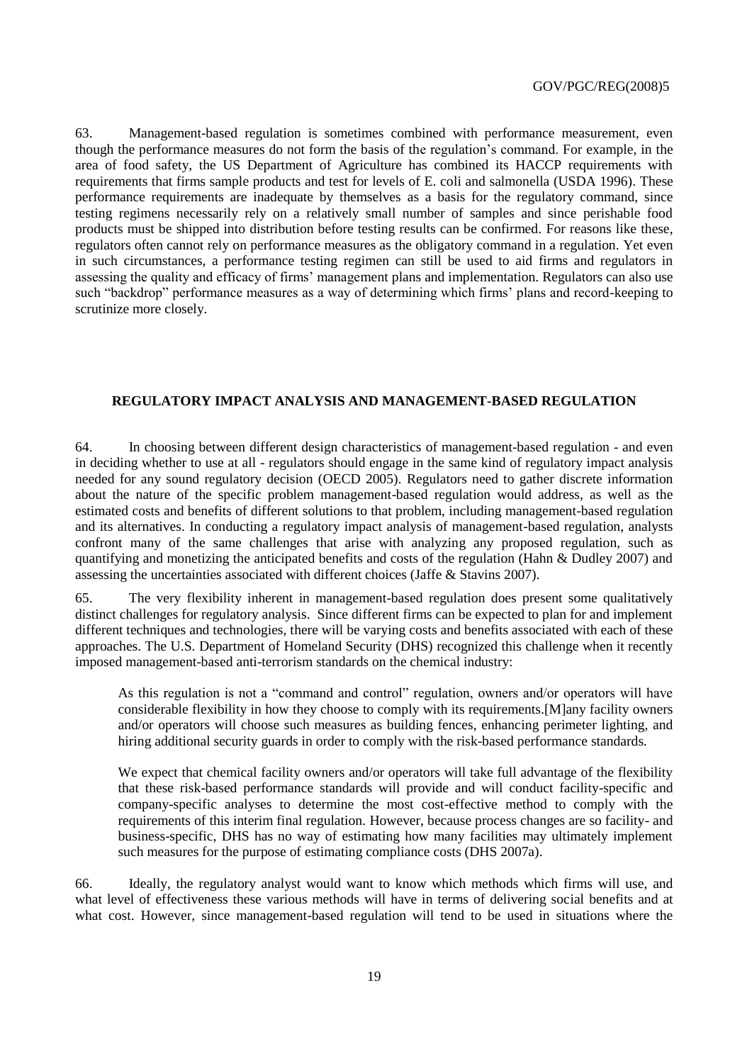63. Management-based regulation is sometimes combined with performance measurement, even though the performance measures do not form the basis of the regulation's command. For example, in the area of food safety, the US Department of Agriculture has combined its HACCP requirements with requirements that firms sample products and test for levels of E. coli and salmonella (USDA 1996). These performance requirements are inadequate by themselves as a basis for the regulatory command, since testing regimens necessarily rely on a relatively small number of samples and since perishable food products must be shipped into distribution before testing results can be confirmed. For reasons like these, regulators often cannot rely on performance measures as the obligatory command in a regulation. Yet even in such circumstances, a performance testing regimen can still be used to aid firms and regulators in assessing the quality and efficacy of firms' management plans and implementation. Regulators can also use such "backdrop" performance measures as a way of determining which firms' plans and record-keeping to scrutinize more closely.

## REGULATORY IMPACT ANALYSIS AND MANAGEMENT-BASED REGULATION

64. In choosing between different design characteristics of management-based regulation - and even in deciding whether to use at all - regulators should engage in the same kind of regulatory impact analysis needed for any sound regulatory decision (OECD 2005). Regulators need to gather discrete information about the nature of the specific problem management-based regulation would address, as well as the estimated costs and benefits of different solutions to that problem, including management-based regulation and its alternatives. In conducting a regulatory impact analysis of management-based regulation, analysts confront many of the same challenges that arise with analyzing any proposed regulation, such as quantifying and monetizing the anticipated benefits and costs of the regulation (Hahn & Dudley 2007) and assessing the uncertainties associated with different choices (Jaffe & Stavins 2007).

65. The very flexibility inherent in management-based regulation does present some qualitatively distinct challenges for regulatory analysis. Since different firms can be expected to plan for and implement different techniques and technologies, there will be varying costs and benefits associated with each of these approaches. The U.S. Department of Homeland Security (DHS) recognized this challenge when it recently imposed management-based anti-terrorism standards on the chemical industry:

> As this regulation is not a "command and control" regulation, owners and/or operators will have considerable flexibility in how they choose to comply with its requirements.[M]any facility owners and/or operators will choose such measures as building fences, enhancing perimeter lighting, and hiring additional security guards in order to comply with the risk-based performance standards.
>
> We expect that chemical facility owners and/or operators will take full advantage of the flexibility that these risk-based performance standards will provide and will conduct facility-specific and company-specific analyses to determine the most cost-effective method to comply with the requirements of this interim final regulation. However, because process changes are so facility- and business-specific, DHS has no way of estimating how many facilities may ultimately implement such measures for the purpose of estimating compliance costs (DHS 2007a).

66. Ideally, the regulatory analyst would want to know which methods which firms will use, and what level of effectiveness these various methods will have in terms of delivering social benefits and at what cost. However, since management-based regulation will tend to be used in situations where the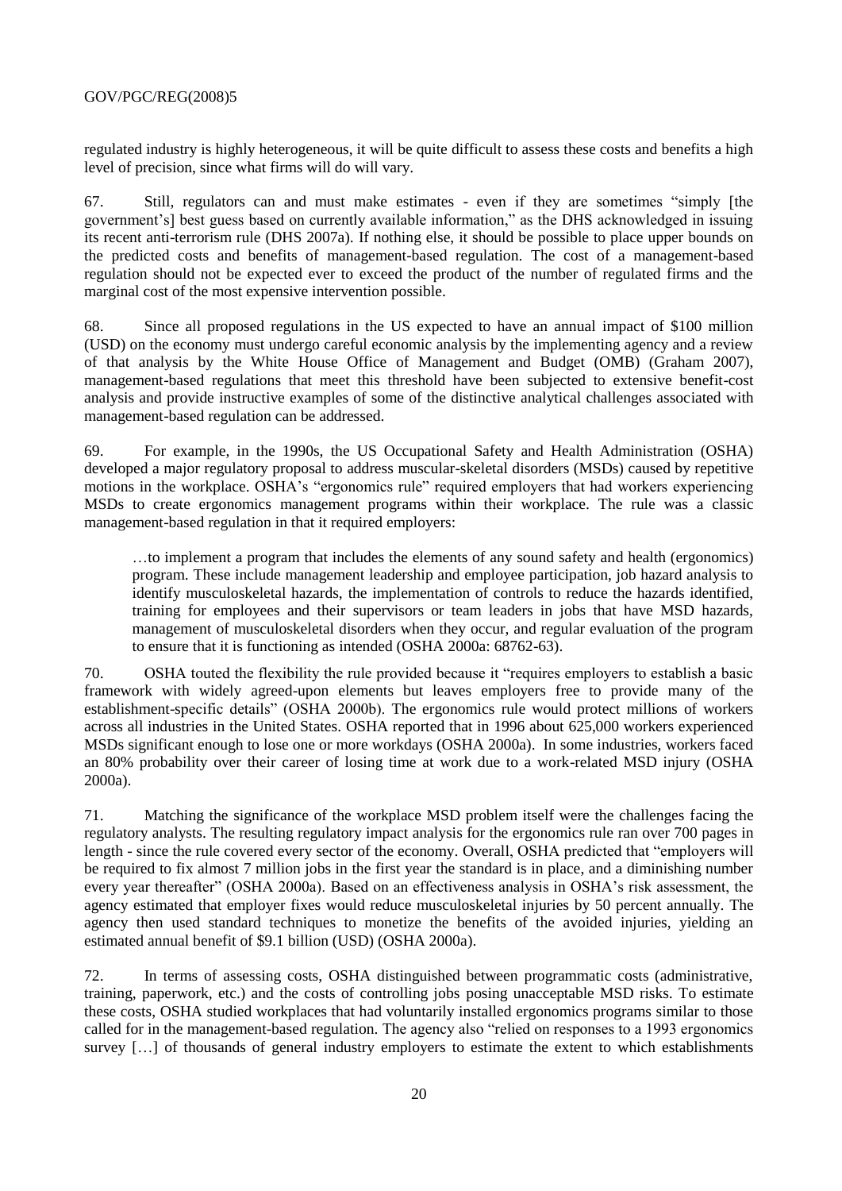regulated industry is highly heterogeneous, it will be quite difficult to assess these costs and benefits a high level of precision, since what firms will do will vary.

67. Still, regulators can and must make estimates - even if they are sometimes "simply [the government's] best guess based on currently available information," as the DHS acknowledged in issuing its recent anti-terrorism rule (DHS 2007a). If nothing else, it should be possible to place upper bounds on the predicted costs and benefits of management-based regulation. The cost of a management-based regulation should not be expected ever to exceed the product of the number of regulated firms and the marginal cost of the most expensive intervention possible.

68. Since all proposed regulations in the US expected to have an annual impact of $100 million (USD) on the economy must undergo careful economic analysis by the implementing agency and a review of that analysis by the White House Office of Management and Budget (OMB) (Graham 2007), management-based regulations that meet this threshold have been subjected to extensive benefit-cost analysis and provide instructive examples of some of the distinctive analytical challenges associated with management-based regulation can be addressed.

69. For example, in the 1990s, the US Occupational Safety and Health Administration (OSHA) developed a major regulatory proposal to address muscular-skeletal disorders (MSDs) caused by repetitive motions in the workplace. OSHA's "ergonomics rule" required employers that had workers experiencing MSDs to create ergonomics management programs within their workplace. The rule was a classic management-based regulation in that it required employers:

> …to implement a program that includes the elements of any sound safety and health (ergonomics) program. These include management leadership and employee participation, job hazard analysis to identify musculoskeletal hazards, the implementation of controls to reduce the hazards identified, training for employees and their supervisors or team leaders in jobs that have MSD hazards, management of musculoskeletal disorders when they occur, and regular evaluation of the program to ensure that it is functioning as intended (OSHA 2000a: 68762-63).

70. OSHA touted the flexibility the rule provided because it "requires employers to establish a basic framework with widely agreed-upon elements but leaves employers free to provide many of the establishment-specific details" (OSHA 2000b). The ergonomics rule would protect millions of workers across all industries in the United States. OSHA reported that in 1996 about 625,000 workers experienced MSDs significant enough to lose one or more workdays (OSHA 2000a). In some industries, workers faced an 80% probability over their career of losing time at work due to a work-related MSD injury (OSHA 2000a).

71. Matching the significance of the workplace MSD problem itself were the challenges facing the regulatory analysts. The resulting regulatory impact analysis for the ergonomics rule ran over 700 pages in length - since the rule covered every sector of the economy. Overall, OSHA predicted that "employers will be required to fix almost 7 million jobs in the first year the standard is in place, and a diminishing number every year thereafter" (OSHA 2000a). Based on an effectiveness analysis in OSHA's risk assessment, the agency estimated that employer fixes would reduce musculoskeletal injuries by 50 percent annually. The agency then used standard techniques to monetize the benefits of the avoided injuries, yielding an estimated annual benefit of $9.1 billion (USD) (OSHA 2000a).

72. In terms of assessing costs, OSHA distinguished between programmatic costs (administrative, training, paperwork, etc.) and the costs of controlling jobs posing unacceptable MSD risks. To estimate these costs, OSHA studied workplaces that had voluntarily installed ergonomics programs similar to those called for in the management-based regulation. The agency also "relied on responses to a 1993 ergonomics survey […] of thousands of general industry employers to estimate the extent to which establishments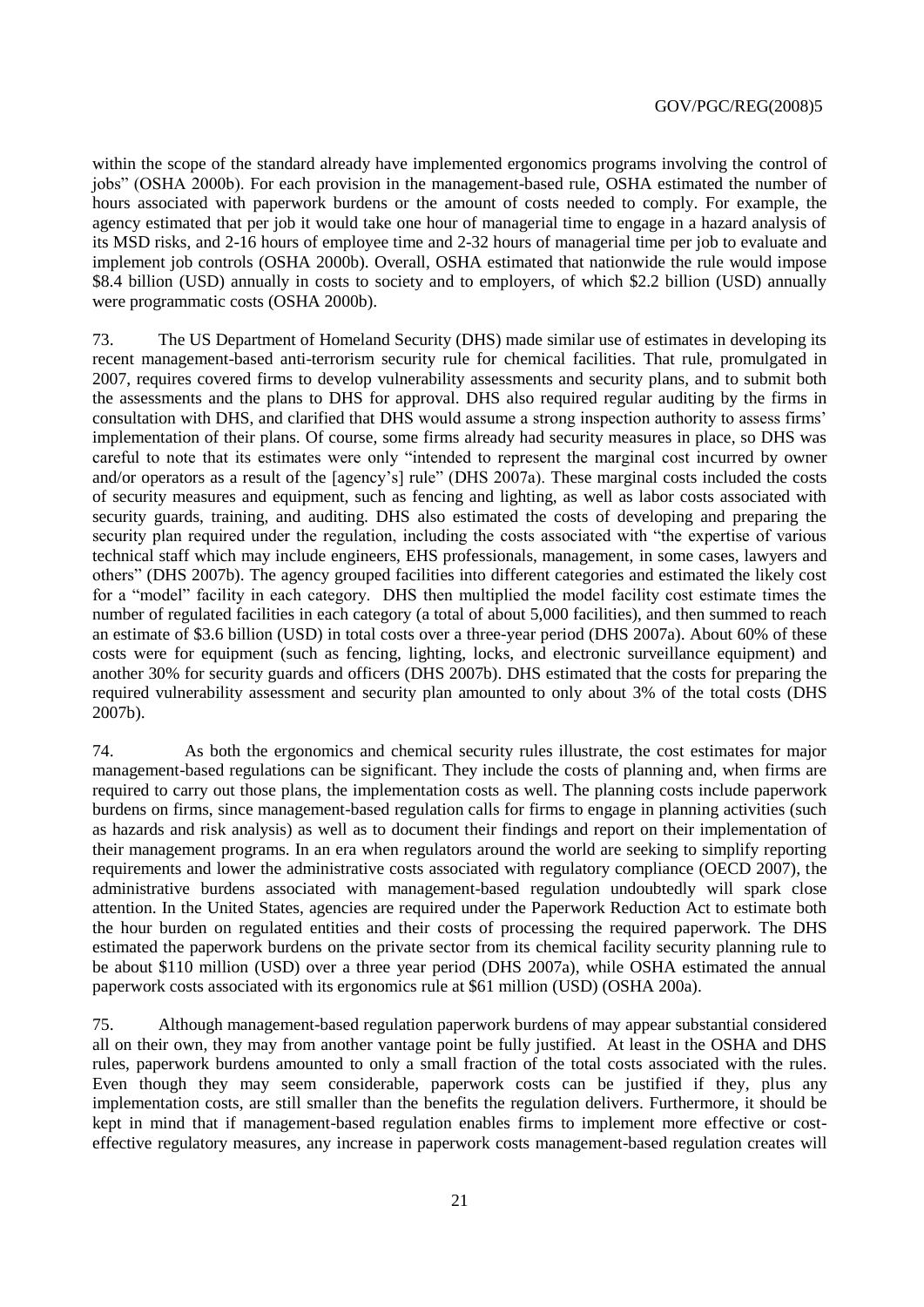within the scope of the standard already have implemented ergonomics programs involving the control of jobs" (OSHA 2000b). For each provision in the management-based rule, OSHA estimated the number of hours associated with paperwork burdens or the amount of costs needed to comply. For example, the agency estimated that per job it would take one hour of managerial time to engage in a hazard analysis of its MSD risks, and 2-16 hours of employee time and 2-32 hours of managerial time per job to evaluate and implement job controls (OSHA 2000b). Overall, OSHA estimated that nationwide the rule would impose $8.4 billion (USD) annually in costs to society and to employers, of which $2.2 billion (USD) annually were programmatic costs (OSHA 2000b).

73. The US Department of Homeland Security (DHS) made similar use of estimates in developing its recent management-based anti-terrorism security rule for chemical facilities. That rule, promulgated in 2007, requires covered firms to develop vulnerability assessments and security plans, and to submit both the assessments and the plans to DHS for approval. DHS also required regular auditing by the firms in consultation with DHS, and clarified that DHS would assume a strong inspection authority to assess firms' implementation of their plans. Of course, some firms already had security measures in place, so DHS was careful to note that its estimates were only "intended to represent the marginal cost incurred by owner and/or operators as a result of the [agency's] rule" (DHS 2007a). These marginal costs included the costs of security measures and equipment, such as fencing and lighting, as well as labor costs associated with security guards, training, and auditing. DHS also estimated the costs of developing and preparing the security plan required under the regulation, including the costs associated with "the expertise of various technical staff which may include engineers, EHS professionals, management, in some cases, lawyers and others" (DHS 2007b). The agency grouped facilities into different categories and estimated the likely cost for a "model" facility in each category. DHS then multiplied the model facility cost estimate times the number of regulated facilities in each category (a total of about 5,000 facilities), and then summed to reach an estimate of $3.6 billion (USD) in total costs over a three-year period (DHS 2007a). About 60% of these costs were for equipment (such as fencing, lighting, locks, and electronic surveillance equipment) and another 30% for security guards and officers (DHS 2007b). DHS estimated that the costs for preparing the required vulnerability assessment and security plan amounted to only about 3% of the total costs (DHS 2007b).

74. As both the ergonomics and chemical security rules illustrate, the cost estimates for major management-based regulations can be significant. They include the costs of planning and, when firms are required to carry out those plans, the implementation costs as well. The planning costs include paperwork burdens on firms, since management-based regulation calls for firms to engage in planning activities (such as hazards and risk analysis) as well as to document their findings and report on their implementation of their management programs. In an era when regulators around the world are seeking to simplify reporting requirements and lower the administrative costs associated with regulatory compliance (OECD 2007), the administrative burdens associated with management-based regulation undoubtedly will spark close attention. In the United States, agencies are required under the Paperwork Reduction Act to estimate both the hour burden on regulated entities and their costs of processing the required paperwork. The DHS estimated the paperwork burdens on the private sector from its chemical facility security planning rule to be about $110 million (USD) over a three year period (DHS 2007a), while OSHA estimated the annual paperwork costs associated with its ergonomics rule at $61 million (USD) (OSHA 200a).

75. Although management-based regulation paperwork burdens of may appear substantial considered all on their own, they may from another vantage point be fully justified. At least in the OSHA and DHS rules, paperwork burdens amounted to only a small fraction of the total costs associated with the rules. Even though they may seem considerable, paperwork costs can be justified if they, plus any implementation costs, are still smaller than the benefits the regulation delivers. Furthermore, it should be kept in mind that if management-based regulation enables firms to implement more effective or cost-effective regulatory measures, any increase in paperwork costs management-based regulation creates will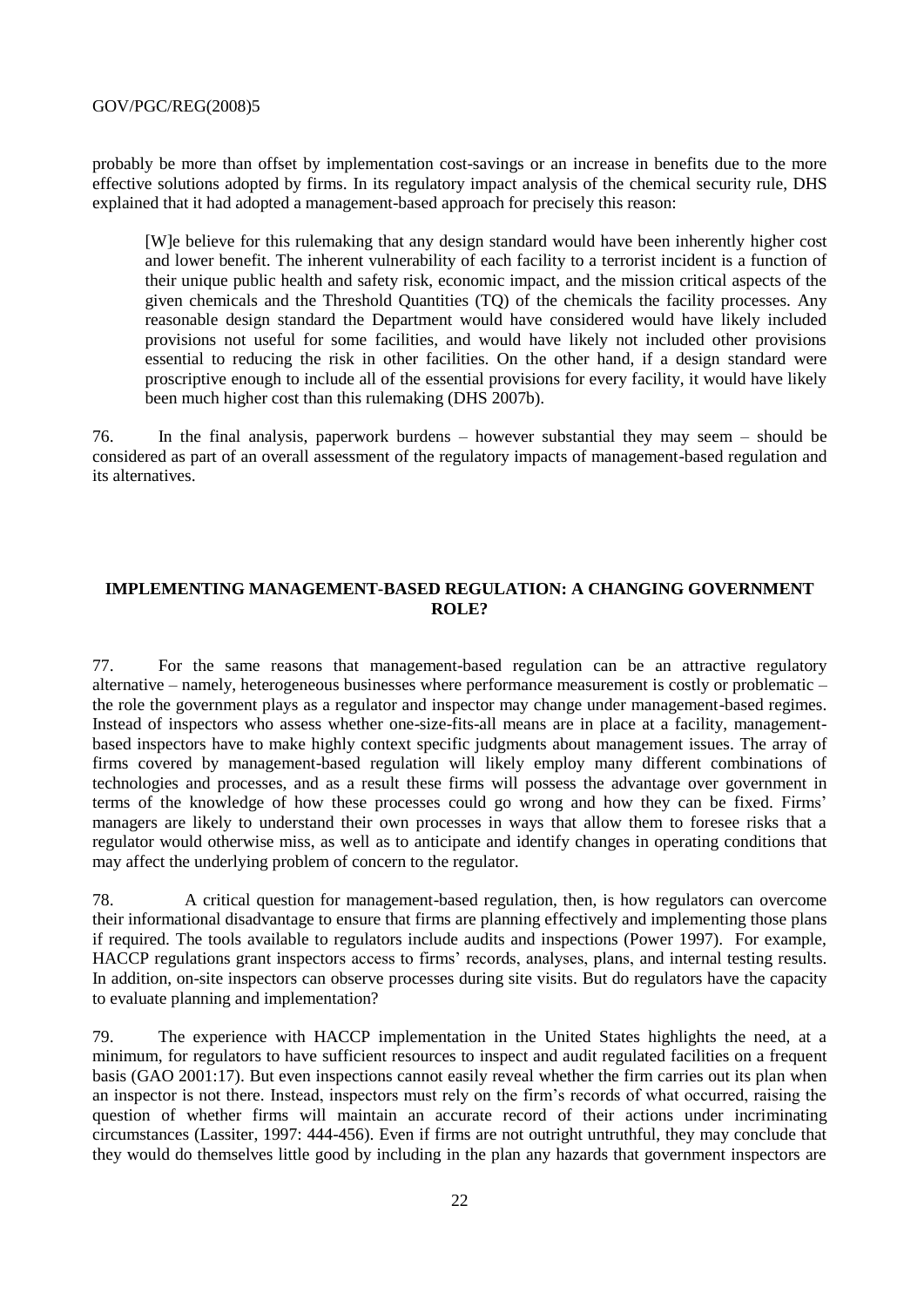probably be more than offset by implementation cost-savings or an increase in benefits due to the more effective solutions adopted by firms. In its regulatory impact analysis of the chemical security rule, DHS explained that it had adopted a management-based approach for precisely this reason:

> [W]e believe for this rulemaking that any design standard would have been inherently higher cost and lower benefit. The inherent vulnerability of each facility to a terrorist incident is a function of their unique public health and safety risk, economic impact, and the mission critical aspects of the given chemicals and the Threshold Quantities (TQ) of the chemicals the facility processes. Any reasonable design standard the Department would have considered would have likely included provisions not useful for some facilities, and would have likely not included other provisions essential to reducing the risk in other facilities. On the other hand, if a design standard were proscriptive enough to include all of the essential provisions for every facility, it would have likely been much higher cost than this rulemaking (DHS 2007b).

76. In the final analysis, paperwork burdens – however substantial they may seem – should be considered as part of an overall assessment of the regulatory impacts of management-based regulation and its alternatives.

## IMPLEMENTING MANAGEMENT-BASED REGULATION: A CHANGING GOVERNMENT ROLE?

77. For the same reasons that management-based regulation can be an attractive regulatory alternative – namely, heterogeneous businesses where performance measurement is costly or problematic – the role the government plays as a regulator and inspector may change under management-based regimes. Instead of inspectors who assess whether one-size-fits-all means are in place at a facility, management-based inspectors have to make highly context specific judgments about management issues. The array of firms covered by management-based regulation will likely employ many different combinations of technologies and processes, and as a result these firms will possess the advantage over government in terms of the knowledge of how these processes could go wrong and how they can be fixed. Firms' managers are likely to understand their own processes in ways that allow them to foresee risks that a regulator would otherwise miss, as well as to anticipate and identify changes in operating conditions that may affect the underlying problem of concern to the regulator.

78. A critical question for management-based regulation, then, is how regulators can overcome their informational disadvantage to ensure that firms are planning effectively and implementing those plans if required. The tools available to regulators include audits and inspections (Power 1997). For example, HACCP regulations grant inspectors access to firms' records, analyses, plans, and internal testing results. In addition, on-site inspectors can observe processes during site visits. But do regulators have the capacity to evaluate planning and implementation?

79. The experience with HACCP implementation in the United States highlights the need, at a minimum, for regulators to have sufficient resources to inspect and audit regulated facilities on a frequent basis (GAO 2001:17). But even inspections cannot easily reveal whether the firm carries out its plan when an inspector is not there. Instead, inspectors must rely on the firm's records of what occurred, raising the question of whether firms will maintain an accurate record of their actions under incriminating circumstances (Lassiter, 1997: 444-456). Even if firms are not outright untruthful, they may conclude that they would do themselves little good by including in the plan any hazards that government inspectors are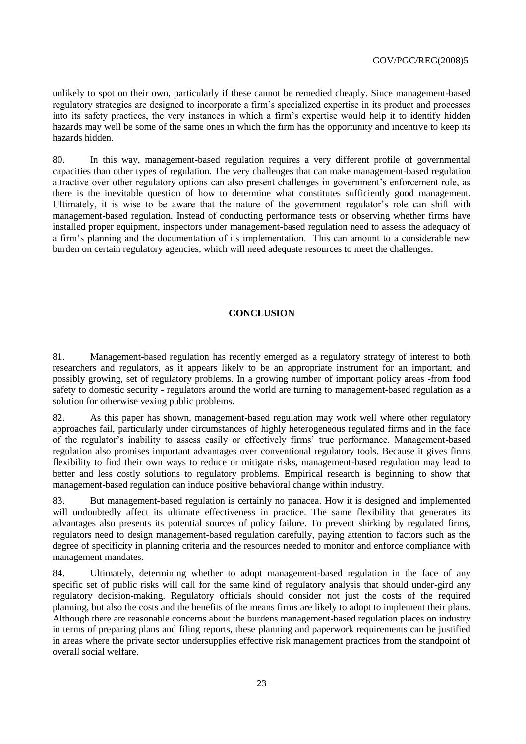unlikely to spot on their own, particularly if these cannot be remedied cheaply. Since management-based regulatory strategies are designed to incorporate a firm's specialized expertise in its product and processes into its safety practices, the very instances in which a firm's expertise would help it to identify hidden hazards may well be some of the same ones in which the firm has the opportunity and incentive to keep its hazards hidden.

80. In this way, management-based regulation requires a very different profile of governmental capacities than other types of regulation. The very challenges that can make management-based regulation attractive over other regulatory options can also present challenges in government's enforcement role, as there is the inevitable question of how to determine what constitutes sufficiently good management. Ultimately, it is wise to be aware that the nature of the government regulator's role can shift with management-based regulation. Instead of conducting performance tests or observing whether firms have installed proper equipment, inspectors under management-based regulation need to assess the adequacy of a firm's planning and the documentation of its implementation. This can amount to a considerable new burden on certain regulatory agencies, which will need adequate resources to meet the challenges.

## CONCLUSION

81. Management-based regulation has recently emerged as a regulatory strategy of interest to both researchers and regulators, as it appears likely to be an appropriate instrument for an important, and possibly growing, set of regulatory problems. In a growing number of important policy areas -from food safety to domestic security - regulators around the world are turning to management-based regulation as a solution for otherwise vexing public problems.

82. As this paper has shown, management-based regulation may work well where other regulatory approaches fail, particularly under circumstances of highly heterogeneous regulated firms and in the face of the regulator's inability to assess easily or effectively firms' true performance. Management-based regulation also promises important advantages over conventional regulatory tools. Because it gives firms flexibility to find their own ways to reduce or mitigate risks, management-based regulation may lead to better and less costly solutions to regulatory problems. Empirical research is beginning to show that management-based regulation can induce positive behavioral change within industry.

83. But management-based regulation is certainly no panacea. How it is designed and implemented will undoubtedly affect its ultimate effectiveness in practice. The same flexibility that generates its advantages also presents its potential sources of policy failure. To prevent shirking by regulated firms, regulators need to design management-based regulation carefully, paying attention to factors such as the degree of specificity in planning criteria and the resources needed to monitor and enforce compliance with management mandates.

84. Ultimately, determining whether to adopt management-based regulation in the face of any specific set of public risks will call for the same kind of regulatory analysis that should under-gird any regulatory decision-making. Regulatory officials should consider not just the costs of the required planning, but also the costs and the benefits of the means firms are likely to adopt to implement their plans. Although there are reasonable concerns about the burdens management-based regulation places on industry in terms of preparing plans and filing reports, these planning and paperwork requirements can be justified in areas where the private sector undersupplies effective risk management practices from the standpoint of overall social welfare.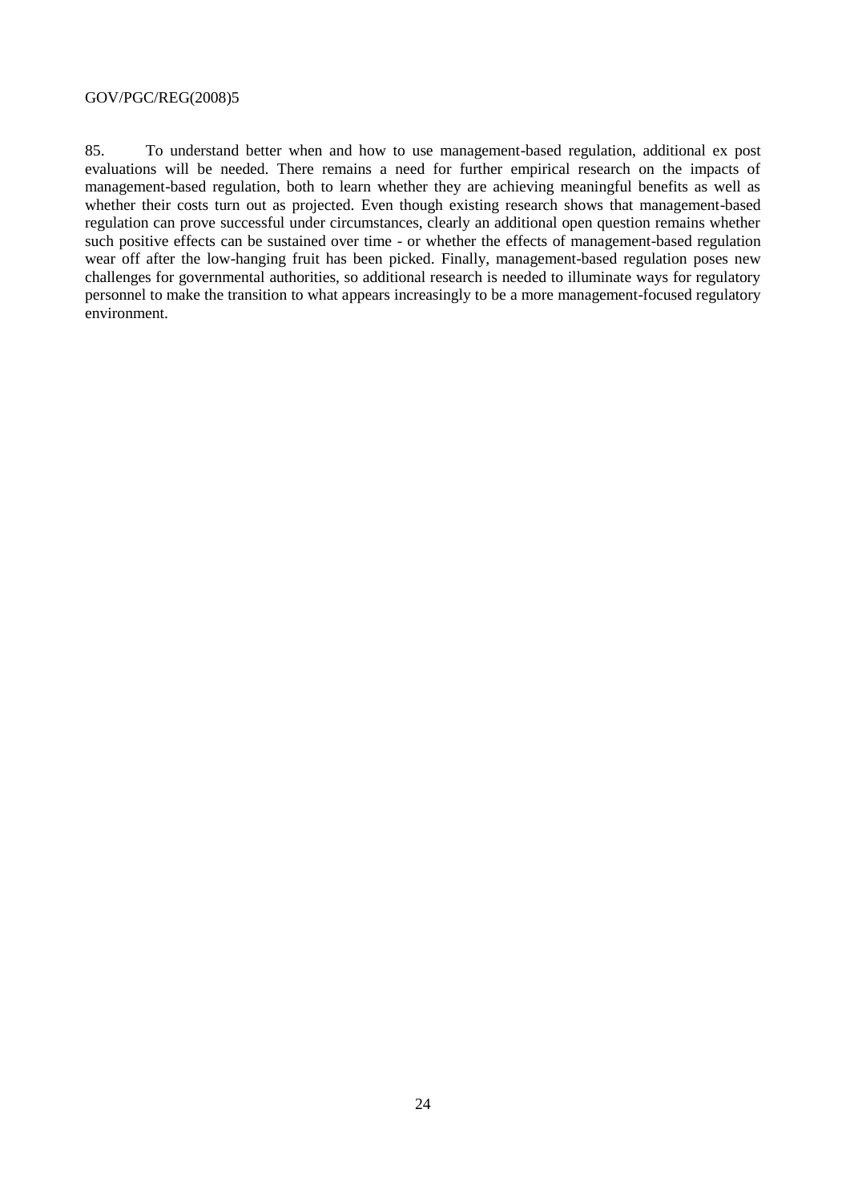85. To understand better when and how to use management-based regulation, additional ex post evaluations will be needed. There remains a need for further empirical research on the impacts of management-based regulation, both to learn whether they are achieving meaningful benefits as well as whether their costs turn out as projected. Even though existing research shows that management-based regulation can prove successful under circumstances, clearly an additional open question remains whether such positive effects can be sustained over time - or whether the effects of management-based regulation wear off after the low-hanging fruit has been picked. Finally, management-based regulation poses new challenges for governmental authorities, so additional research is needed to illuminate ways for regulatory personnel to make the transition to what appears increasingly to be a more management-focused regulatory environment.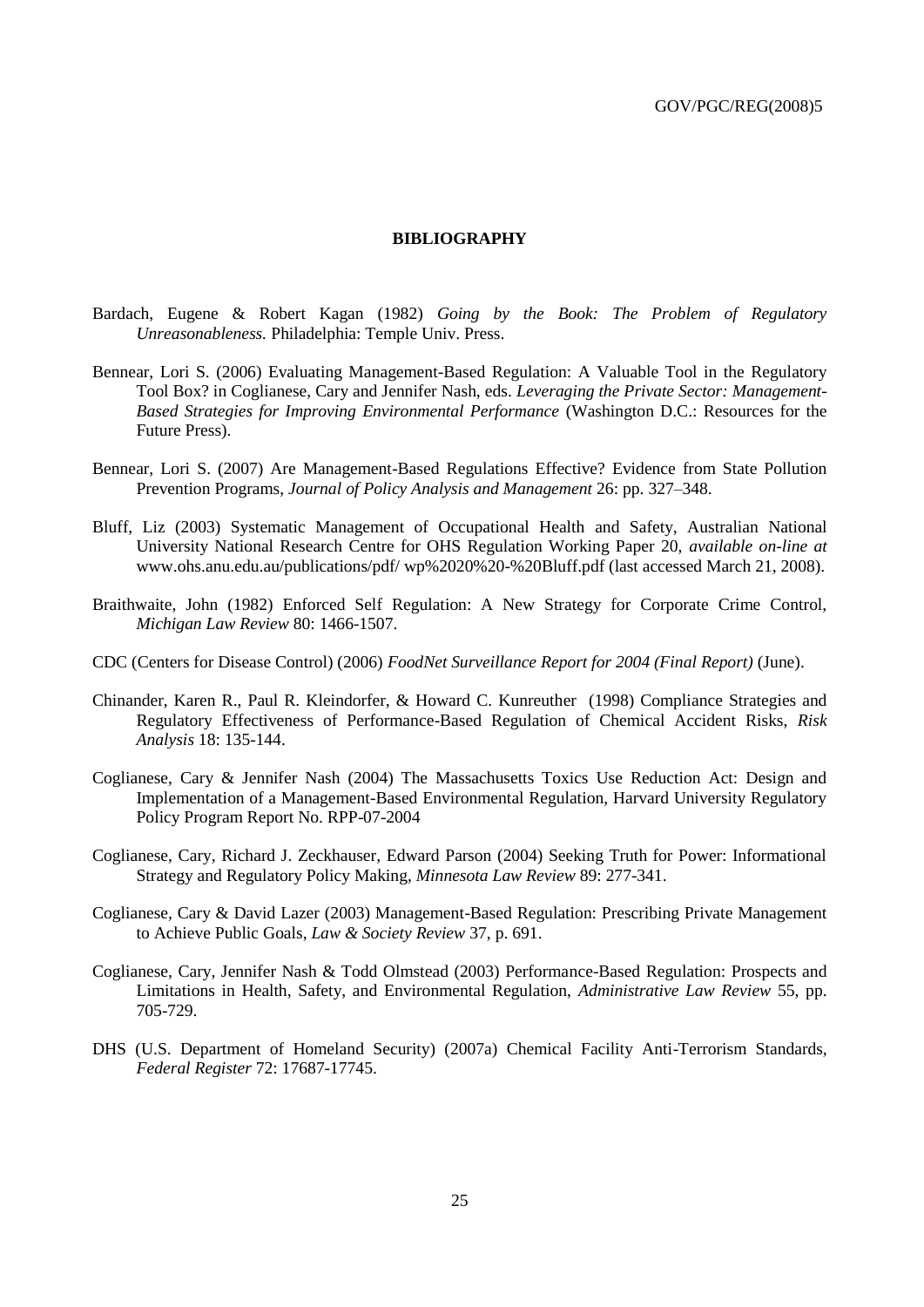## BIBLIOGRAPHY

Bardach, Eugene & Robert Kagan (1982) *Going by the Book: The Problem of Regulatory Unreasonableness.* Philadelphia: Temple Univ. Press.

Bennear, Lori S. (2006) Evaluating Management-Based Regulation: A Valuable Tool in the Regulatory Tool Box? in Coglianese, Cary and Jennifer Nash, eds. *Leveraging the Private Sector: Management-Based Strategies for Improving Environmental Performance* (Washington D.C.: Resources for the Future Press).

Bennear, Lori S. (2007) Are Management-Based Regulations Effective? Evidence from State Pollution Prevention Programs, *Journal of Policy Analysis and Management* 26: pp. 327–348.

Bluff, Liz (2003) Systematic Management of Occupational Health and Safety, Australian National University National Research Centre for OHS Regulation Working Paper 20, *available on-line at* www.ohs.anu.edu.au/publications/pdf/ wp%2020%20-%20Bluff.pdf (last accessed March 21, 2008).

Braithwaite, John (1982) Enforced Self Regulation: A New Strategy for Corporate Crime Control, *Michigan Law Review* 80: 1466-1507.

CDC (Centers for Disease Control) (2006) *FoodNet Surveillance Report for 2004 (Final Report)* (June).

Chinander, Karen R., Paul R. Kleindorfer, & Howard C. Kunreuther (1998) Compliance Strategies and Regulatory Effectiveness of Performance-Based Regulation of Chemical Accident Risks, *Risk Analysis* 18: 135-144.

Coglianese, Cary & Jennifer Nash (2004) The Massachusetts Toxics Use Reduction Act: Design and Implementation of a Management-Based Environmental Regulation, Harvard University Regulatory Policy Program Report No. RPP-07-2004

Coglianese, Cary, Richard J. Zeckhauser, Edward Parson (2004) Seeking Truth for Power: Informational Strategy and Regulatory Policy Making, *Minnesota Law Review* 89: 277-341.

Coglianese, Cary & David Lazer (2003) Management-Based Regulation: Prescribing Private Management to Achieve Public Goals, *Law & Society Review* 37, p. 691.

Coglianese, Cary, Jennifer Nash & Todd Olmstead (2003) Performance-Based Regulation: Prospects and Limitations in Health, Safety, and Environmental Regulation, *Administrative Law Review* 55, pp. 705-729.

DHS (U.S. Department of Homeland Security) (2007a) Chemical Facility Anti-Terrorism Standards, *Federal Register* 72: 17687-17745.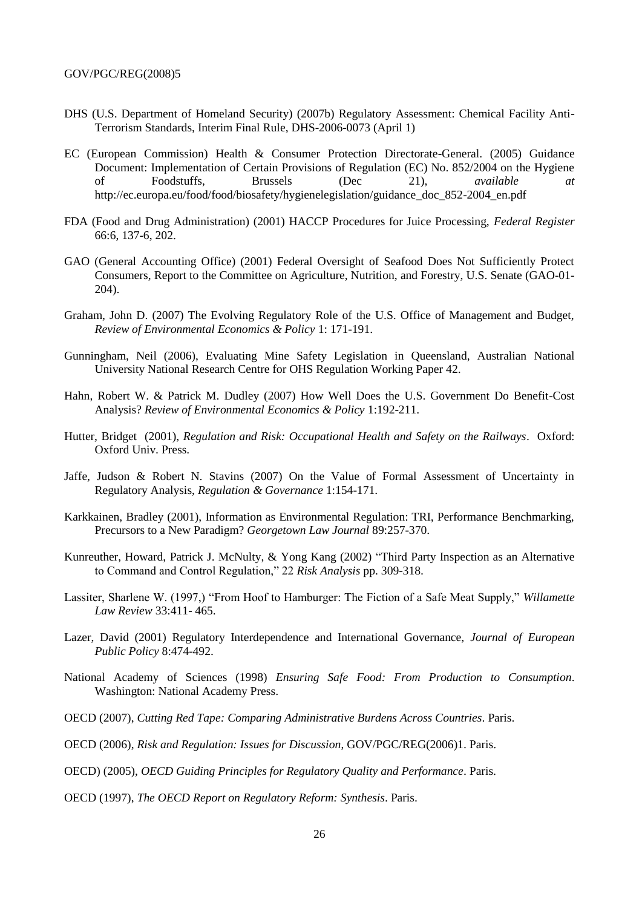DHS (U.S. Department of Homeland Security) (2007b) Regulatory Assessment: Chemical Facility Anti-Terrorism Standards, Interim Final Rule, DHS-2006-0073 (April 1)

EC (European Commission) Health & Consumer Protection Directorate-General. (2005) Guidance Document: Implementation of Certain Provisions of Regulation (EC) No. 852/2004 on the Hygiene of Foodstuffs, Brussels (Dec 21), *available at* http://ec.europa.eu/food/food/biosafety/hygienelegislation/guidance_doc_852-2004_en.pdf

FDA (Food and Drug Administration) (2001) HACCP Procedures for Juice Processing, *Federal Register* 66:6, 137-6, 202.

GAO (General Accounting Office) (2001) Federal Oversight of Seafood Does Not Sufficiently Protect Consumers, Report to the Committee on Agriculture, Nutrition, and Forestry, U.S. Senate (GAO-01-204).

Graham, John D. (2007) The Evolving Regulatory Role of the U.S. Office of Management and Budget, *Review of Environmental Economics & Policy* 1: 171-191.

Gunningham, Neil (2006), Evaluating Mine Safety Legislation in Queensland, Australian National University National Research Centre for OHS Regulation Working Paper 42.

Hahn, Robert W. & Patrick M. Dudley (2007) How Well Does the U.S. Government Do Benefit-Cost Analysis? *Review of Environmental Economics & Policy* 1:192-211.

Hutter, Bridget (2001), *Regulation and Risk: Occupational Health and Safety on the Railways*. Oxford: Oxford Univ. Press.

Jaffe, Judson & Robert N. Stavins (2007) On the Value of Formal Assessment of Uncertainty in Regulatory Analysis, *Regulation & Governance* 1:154-171.

Karkkainen, Bradley (2001), Information as Environmental Regulation: TRI, Performance Benchmarking, Precursors to a New Paradigm? *Georgetown Law Journal* 89:257-370.

Kunreuther, Howard, Patrick J. McNulty, & Yong Kang (2002) "Third Party Inspection as an Alternative to Command and Control Regulation," 22 *Risk Analysis* pp. 309-318.

Lassiter, Sharlene W. (1997,) "From Hoof to Hamburger: The Fiction of a Safe Meat Supply," *Willamette Law Review* 33:411- 465.

Lazer, David (2001) Regulatory Interdependence and International Governance, *Journal of European Public Policy* 8:474-492.

National Academy of Sciences (1998) *Ensuring Safe Food: From Production to Consumption*. Washington: National Academy Press.

OECD (2007), *Cutting Red Tape: Comparing Administrative Burdens Across Countries*. Paris.

OECD (2006), *Risk and Regulation: Issues for Discussion*, GOV/PGC/REG(2006)1. Paris.

OECD) (2005), *OECD Guiding Principles for Regulatory Quality and Performance*. Paris.

OECD (1997), *The OECD Report on Regulatory Reform: Synthesis*. Paris.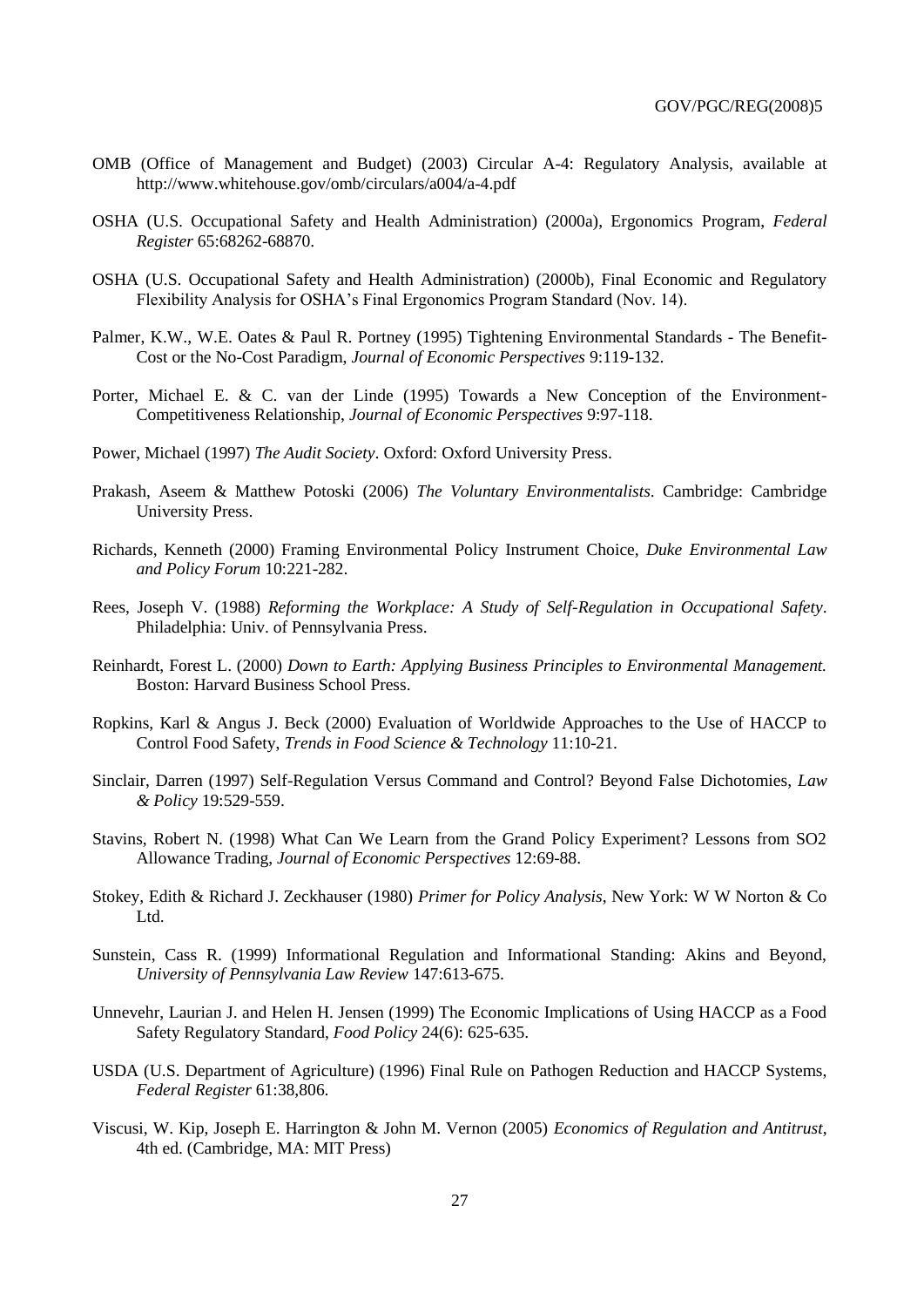OMB (Office of Management and Budget) (2003) Circular A-4: Regulatory Analysis, available at http://www.whitehouse.gov/omb/circulars/a004/a-4.pdf

OSHA (U.S. Occupational Safety and Health Administration) (2000a), Ergonomics Program, *Federal Register* 65:68262-68870.

OSHA (U.S. Occupational Safety and Health Administration) (2000b), Final Economic and Regulatory Flexibility Analysis for OSHA's Final Ergonomics Program Standard (Nov. 14).

Palmer, K.W., W.E. Oates & Paul R. Portney (1995) Tightening Environmental Standards - The Benefit-Cost or the No-Cost Paradigm, *Journal of Economic Perspectives* 9:119-132.

Porter, Michael E. & C. van der Linde (1995) Towards a New Conception of the Environment-Competitiveness Relationship, *Journal of Economic Perspectives* 9:97-118.

Power, Michael (1997) *The Audit Society*. Oxford: Oxford University Press.

Prakash, Aseem & Matthew Potoski (2006) *The Voluntary Environmentalists*. Cambridge: Cambridge University Press.

Richards, Kenneth (2000) Framing Environmental Policy Instrument Choice, *Duke Environmental Law and Policy Forum* 10:221-282.

Rees, Joseph V. (1988) *Reforming the Workplace: A Study of Self-Regulation in Occupational Safety*. Philadelphia: Univ. of Pennsylvania Press.

Reinhardt, Forest L. (2000) *Down to Earth: Applying Business Principles to Environmental Management.* Boston: Harvard Business School Press.

Ropkins, Karl & Angus J. Beck (2000) Evaluation of Worldwide Approaches to the Use of HACCP to Control Food Safety, *Trends in Food Science & Technology* 11:10-21.

Sinclair, Darren (1997) Self-Regulation Versus Command and Control? Beyond False Dichotomies, *Law & Policy* 19:529-559.

Stavins, Robert N. (1998) What Can We Learn from the Grand Policy Experiment? Lessons from SO2 Allowance Trading, *Journal of Economic Perspectives* 12:69-88.

Stokey, Edith & Richard J. Zeckhauser (1980) *Primer for Policy Analysis*, New York: W W Norton & Co Ltd.

Sunstein, Cass R. (1999) Informational Regulation and Informational Standing: Akins and Beyond, *University of Pennsylvania Law Review* 147:613-675.

Unnevehr, Laurian J. and Helen H. Jensen (1999) The Economic Implications of Using HACCP as a Food Safety Regulatory Standard, *Food Policy* 24(6): 625-635.

USDA (U.S. Department of Agriculture) (1996) Final Rule on Pathogen Reduction and HACCP Systems, *Federal Register* 61:38,806.

Viscusi, W. Kip, Joseph E. Harrington & John M. Vernon (2005) *Economics of Regulation and Antitrust*, 4th ed. (Cambridge, MA: MIT Press)